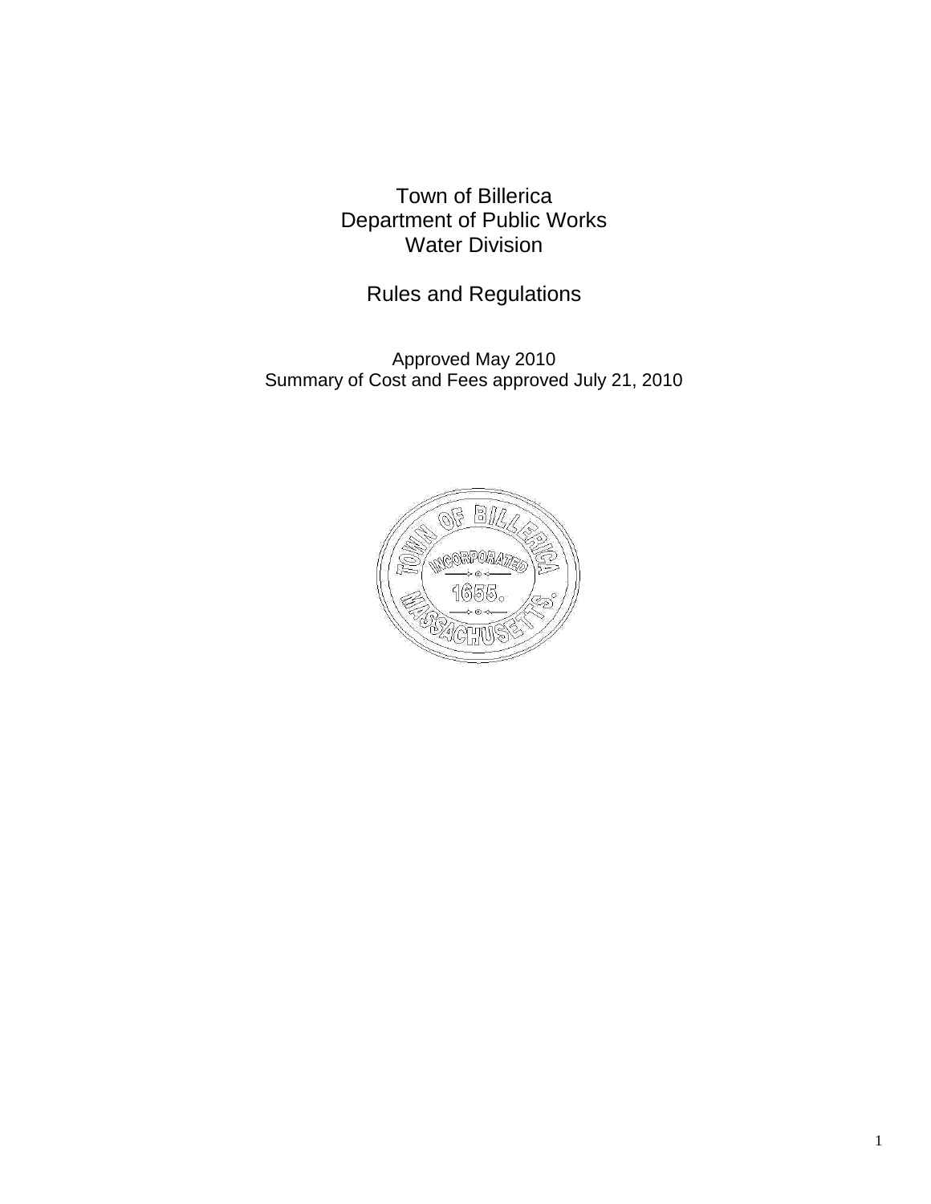# Town of Billerica
# Department of Public Works
# Water Division

## Rules and Regulations

Approved May 2010
Summary of Cost and Fees approved July 21, 2010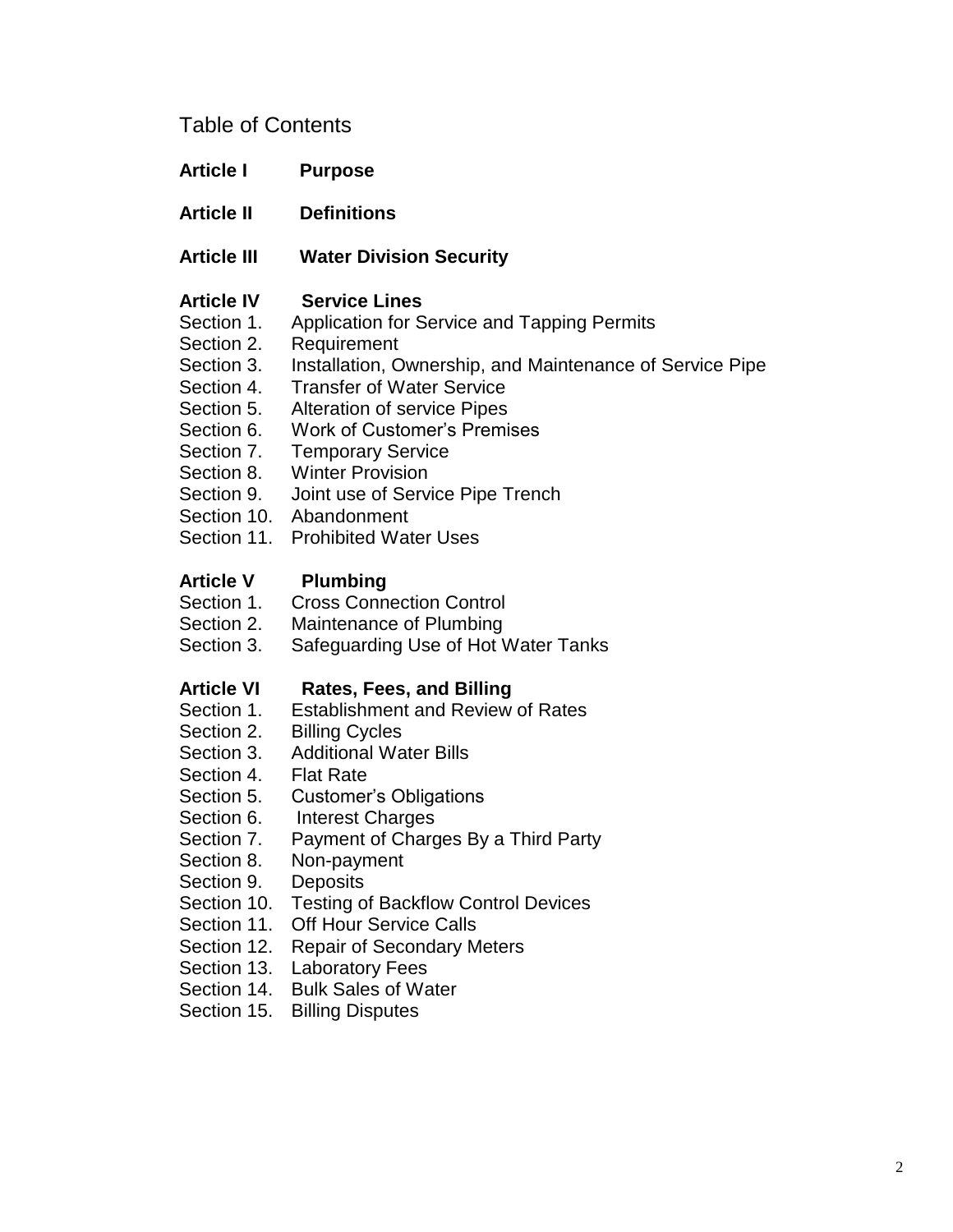# Table of Contents

**Article I Purpose**

**Article II Definitions**

**Article III Water Division Security**

**Article IV Service Lines**

- Section 1. Application for Service and Tapping Permits
- Section 2. Requirement
- Section 3. Installation, Ownership, and Maintenance of Service Pipe
- Section 4. Transfer of Water Service
- Section 5. Alteration of service Pipes
- Section 6. Work of Customer's Premises
- Section 7. Temporary Service
- Section 8. Winter Provision
- Section 9. Joint use of Service Pipe Trench
- Section 10. Abandonment
- Section 11. Prohibited Water Uses

**Article V Plumbing**

- Section 1. Cross Connection Control
- Section 2. Maintenance of Plumbing
- Section 3. Safeguarding Use of Hot Water Tanks

**Article VI Rates, Fees, and Billing**

- Section 1. Establishment and Review of Rates
- Section 2. Billing Cycles
- Section 3. Additional Water Bills
- Section 4. Flat Rate
- Section 5. Customer's Obligations
- Section 6. Interest Charges
- Section 7. Payment of Charges By a Third Party
- Section 8. Non-payment
- Section 9. Deposits
- Section 10. Testing of Backflow Control Devices
- Section 11. Off Hour Service Calls
- Section 12. Repair of Secondary Meters
- Section 13. Laboratory Fees
- Section 14. Bulk Sales of Water
- Section 15. Billing Disputes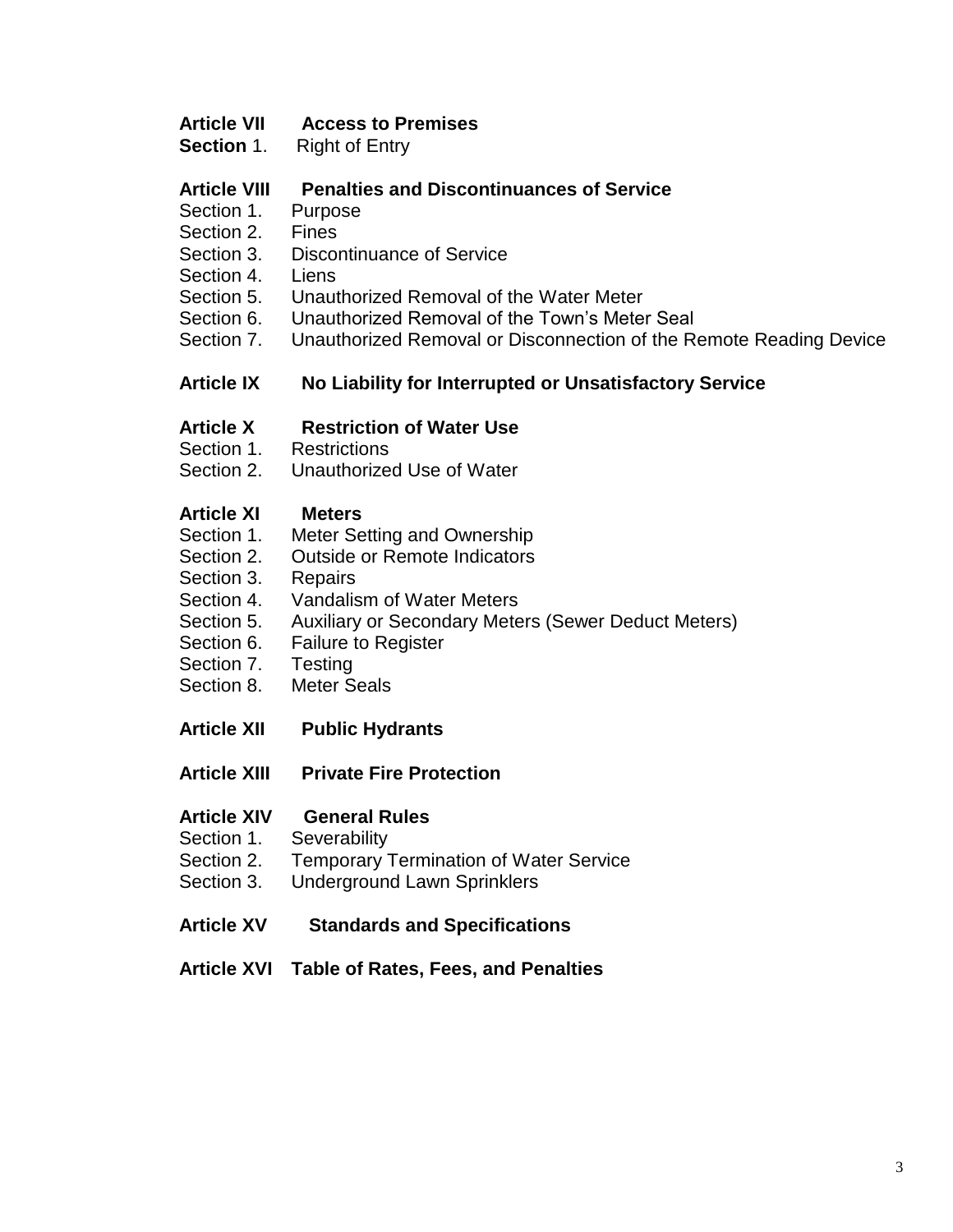**Article VII Access to Premises**
**Section** 1. Right of Entry

**Article VIII Penalties and Discontinuances of Service**
Section 1. Purpose
Section 2. Fines
Section 3. Discontinuance of Service
Section 4. Liens
Section 5. Unauthorized Removal of the Water Meter
Section 6. Unauthorized Removal of the Town's Meter Seal
Section 7. Unauthorized Removal or Disconnection of the Remote Reading Device

**Article IX No Liability for Interrupted or Unsatisfactory Service**

**Article X Restriction of Water Use**
Section 1. Restrictions
Section 2. Unauthorized Use of Water

**Article XI Meters**
Section 1. Meter Setting and Ownership
Section 2. Outside or Remote Indicators
Section 3. Repairs
Section 4. Vandalism of Water Meters
Section 5. Auxiliary or Secondary Meters (Sewer Deduct Meters)
Section 6. Failure to Register
Section 7. Testing
Section 8. Meter Seals

**Article XII Public Hydrants**

**Article XIII Private Fire Protection**

**Article XIV General Rules**
Section 1. Severability
Section 2. Temporary Termination of Water Service
Section 3. Underground Lawn Sprinklers

**Article XV Standards and Specifications**

**Article XVI Table of Rates, Fees, and Penalties**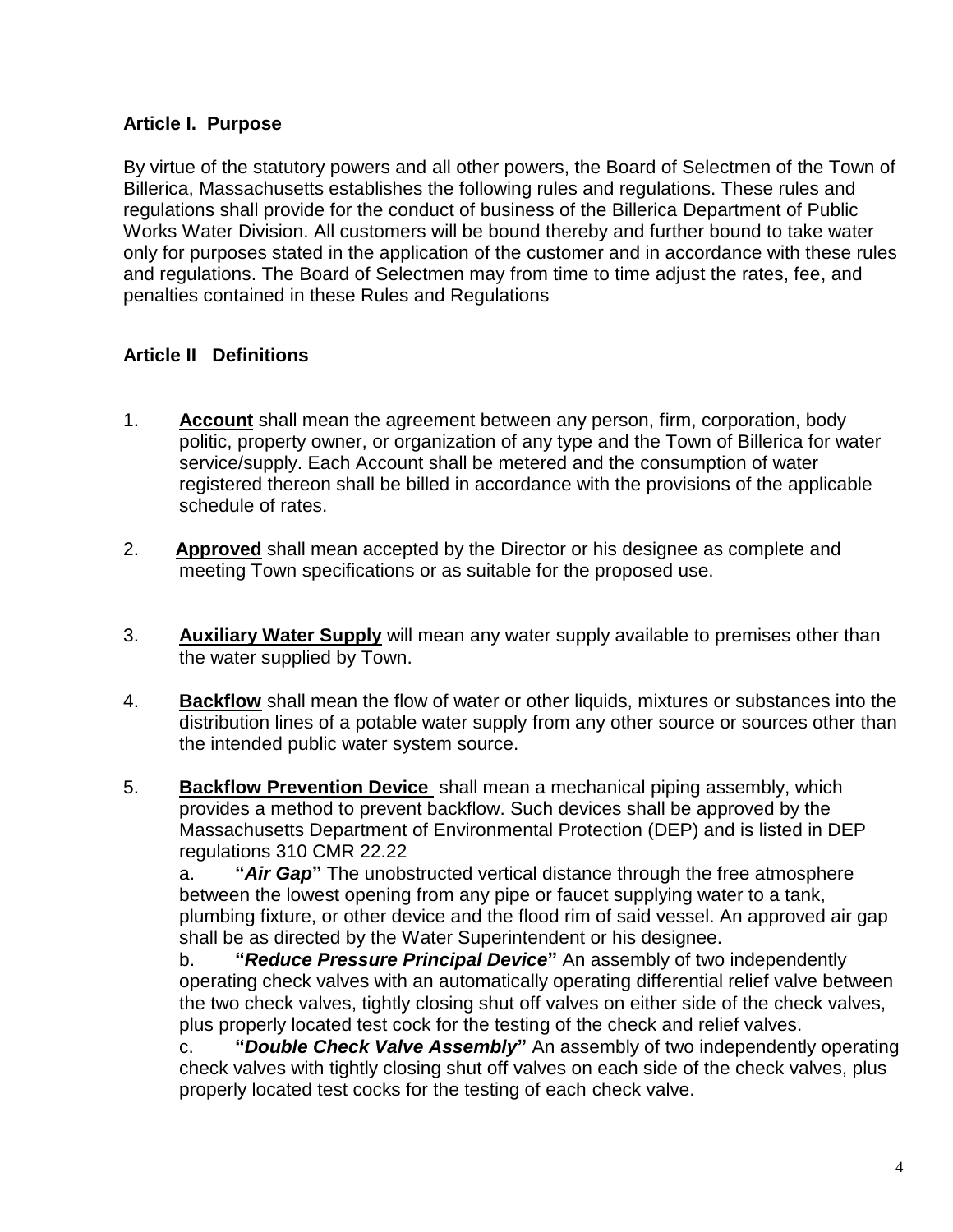## Article I. Purpose

By virtue of the statutory powers and all other powers, the Board of Selectmen of the Town of Billerica, Massachusetts establishes the following rules and regulations. These rules and regulations shall provide for the conduct of business of the Billerica Department of Public Works Water Division. All customers will be bound thereby and further bound to take water only for purposes stated in the application of the customer and in accordance with these rules and regulations. The Board of Selectmen may from time to time adjust the rates, fee, and penalties contained in these Rules and Regulations

## Article II Definitions

1. **Account** shall mean the agreement between any person, firm, corporation, body politic, property owner, or organization of any type and the Town of Billerica for water service/supply. Each Account shall be metered and the consumption of water registered thereon shall be billed in accordance with the provisions of the applicable schedule of rates.

2. **Approved** shall mean accepted by the Director or his designee as complete and meeting Town specifications or as suitable for the proposed use.

3. **Auxiliary Water Supply** will mean any water supply available to premises other than the water supplied by Town.

4. **Backflow** shall mean the flow of water or other liquids, mixtures or substances into the distribution lines of a potable water supply from any other source or sources other than the intended public water system source.

5. **Backflow Prevention Device** shall mean a mechanical piping assembly, which provides a method to prevent backflow. Such devices shall be approved by the Massachusetts Department of Environmental Protection (DEP) and is listed in DEP regulations 310 CMR 22.22

   a. **"*Air Gap*"** The unobstructed vertical distance through the free atmosphere between the lowest opening from any pipe or faucet supplying water to a tank, plumbing fixture, or other device and the flood rim of said vessel. An approved air gap shall be as directed by the Water Superintendent or his designee.

   b. **"*Reduce Pressure Principal Device*"** An assembly of two independently operating check valves with an automatically operating differential relief valve between the two check valves, tightly closing shut off valves on either side of the check valves, plus properly located test cock for the testing of the check and relief valves.

   c. **"*Double Check Valve Assembly*"** An assembly of two independently operating check valves with tightly closing shut off valves on each side of the check valves, plus properly located test cocks for the testing of each check valve.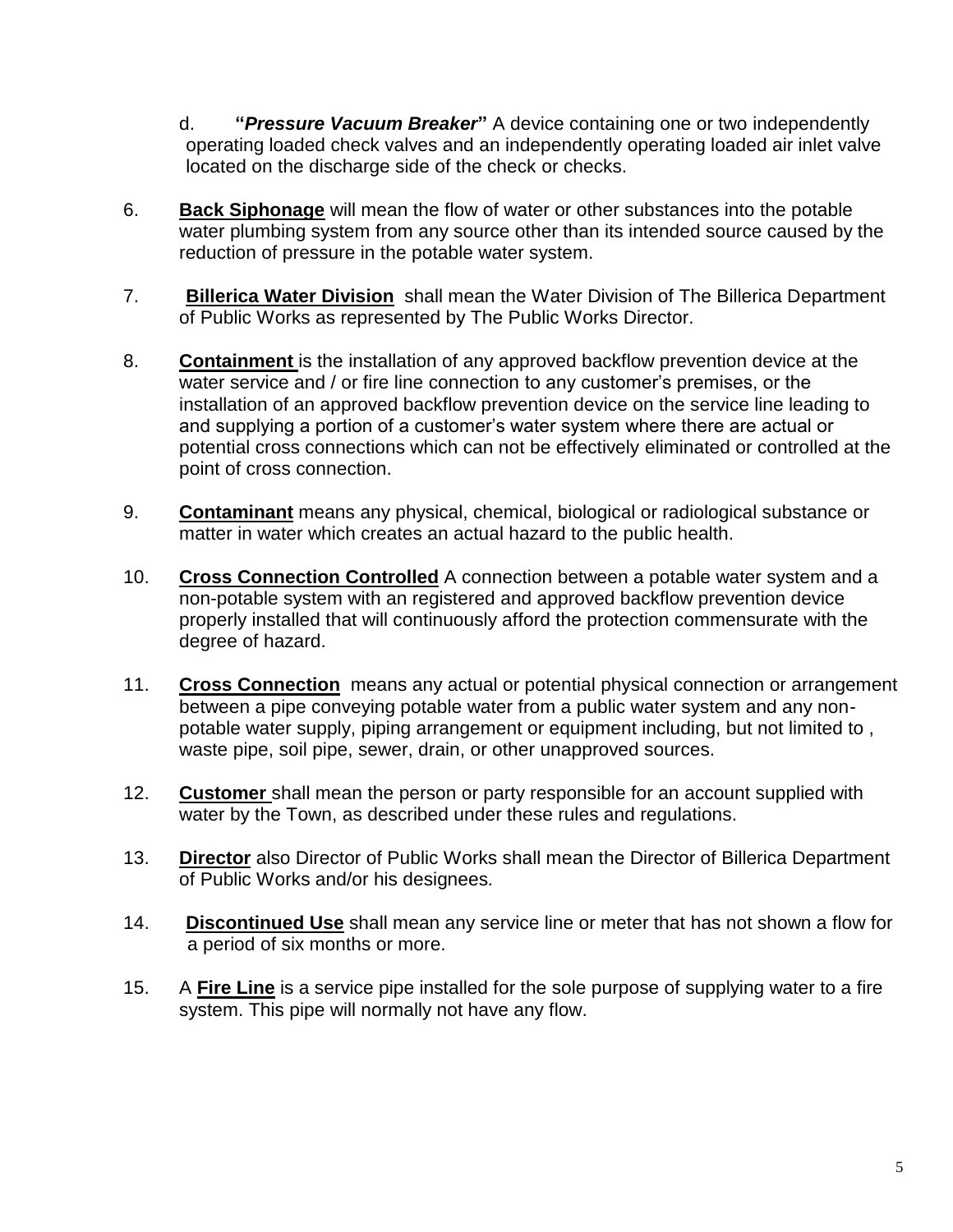d. **"*Pressure Vacuum Breaker*"** A device containing one or two independently operating loaded check valves and an independently operating loaded air inlet valve located on the discharge side of the check or checks.

6. **Back Siphonage** will mean the flow of water or other substances into the potable water plumbing system from any source other than its intended source caused by the reduction of pressure in the potable water system.

7. **Billerica Water Division** shall mean the Water Division of The Billerica Department of Public Works as represented by The Public Works Director.

8. **Containment** is the installation of any approved backflow prevention device at the water service and / or fire line connection to any customer's premises, or the installation of an approved backflow prevention device on the service line leading to and supplying a portion of a customer's water system where there are actual or potential cross connections which can not be effectively eliminated or controlled at the point of cross connection.

9. **Contaminant** means any physical, chemical, biological or radiological substance or matter in water which creates an actual hazard to the public health.

10. **Cross Connection Controlled** A connection between a potable water system and a non-potable system with an registered and approved backflow prevention device properly installed that will continuously afford the protection commensurate with the degree of hazard.

11. **Cross Connection** means any actual or potential physical connection or arrangement between a pipe conveying potable water from a public water system and any non-potable water supply, piping arrangement or equipment including, but not limited to , waste pipe, soil pipe, sewer, drain, or other unapproved sources.

12. **Customer** shall mean the person or party responsible for an account supplied with water by the Town, as described under these rules and regulations.

13. **Director** also Director of Public Works shall mean the Director of Billerica Department of Public Works and/or his designees.

14. **Discontinued Use** shall mean any service line or meter that has not shown a flow for a period of six months or more.

15. A **Fire Line** is a service pipe installed for the sole purpose of supplying water to a fire system. This pipe will normally not have any flow.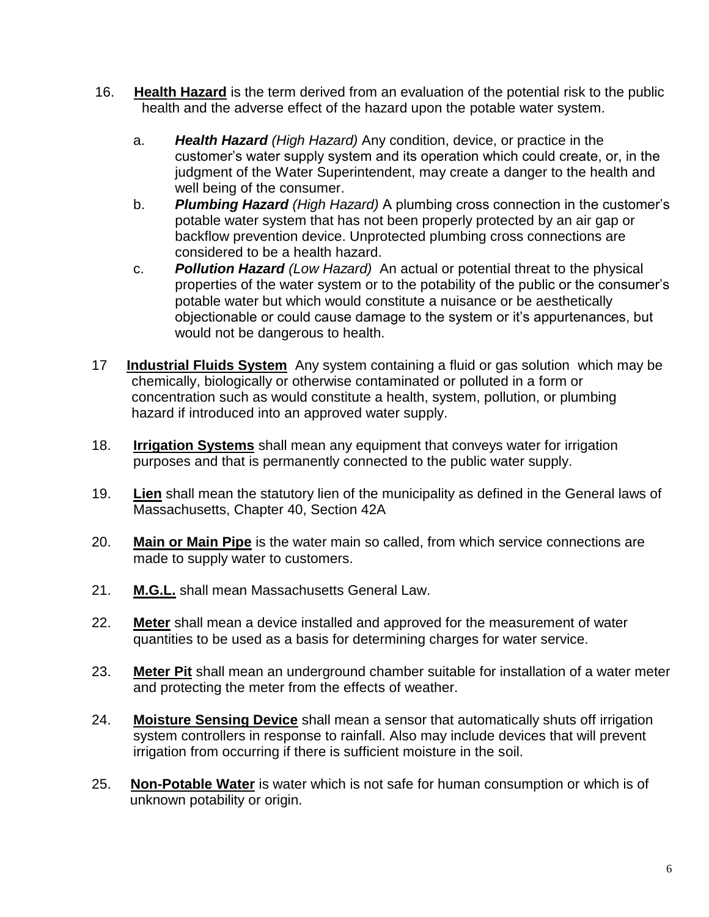16. **Health Hazard** is the term derived from an evaluation of the potential risk to the public health and the adverse effect of the hazard upon the potable water system.

    a. ***Health Hazard*** *(High Hazard)* Any condition, device, or practice in the customer's water supply system and its operation which could create, or, in the judgment of the Water Superintendent, may create a danger to the health and well being of the consumer.
    b. ***Plumbing Hazard*** *(High Hazard)* A plumbing cross connection in the customer's potable water system that has not been properly protected by an air gap or backflow prevention device. Unprotected plumbing cross connections are considered to be a health hazard.
    c. ***Pollution Hazard*** *(Low Hazard)* An actual or potential threat to the physical properties of the water system or to the potability of the public or the consumer's potable water but which would constitute a nuisance or be aesthetically objectionable or could cause damage to the system or it's appurtenances, but would not be dangerous to health.

17 **Industrial Fluids System** Any system containing a fluid or gas solution which may be chemically, biologically or otherwise contaminated or polluted in a form or concentration such as would constitute a health, system, pollution, or plumbing hazard if introduced into an approved water supply.

18. **Irrigation Systems** shall mean any equipment that conveys water for irrigation purposes and that is permanently connected to the public water supply.

19. **Lien** shall mean the statutory lien of the municipality as defined in the General laws of Massachusetts, Chapter 40, Section 42A

20. **Main or Main Pipe** is the water main so called, from which service connections are made to supply water to customers.

21. **M.G.L.** shall mean Massachusetts General Law.

22. **Meter** shall mean a device installed and approved for the measurement of water quantities to be used as a basis for determining charges for water service.

23. **Meter Pit** shall mean an underground chamber suitable for installation of a water meter and protecting the meter from the effects of weather.

24. **Moisture Sensing Device** shall mean a sensor that automatically shuts off irrigation system controllers in response to rainfall. Also may include devices that will prevent irrigation from occurring if there is sufficient moisture in the soil.

25. **Non-Potable Water** is water which is not safe for human consumption or which is of unknown potability or origin.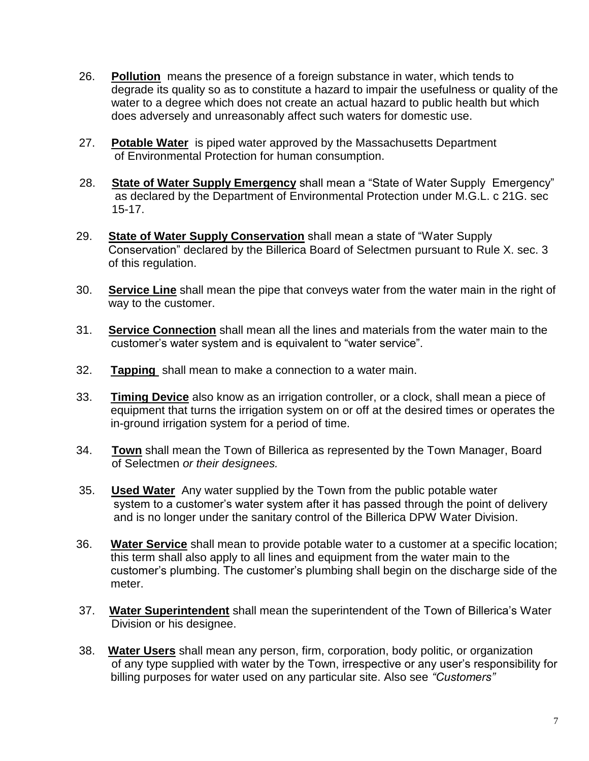26. **Pollution** means the presence of a foreign substance in water, which tends to degrade its quality so as to constitute a hazard to impair the usefulness or quality of the water to a degree which does not create an actual hazard to public health but which does adversely and unreasonably affect such waters for domestic use.

27. **Potable Water** is piped water approved by the Massachusetts Department of Environmental Protection for human consumption.

28. **State of Water Supply Emergency** shall mean a "State of Water Supply Emergency" as declared by the Department of Environmental Protection under M.G.L. c 21G. sec 15-17.

29. **State of Water Supply Conservation** shall mean a state of "Water Supply Conservation" declared by the Billerica Board of Selectmen pursuant to Rule X. sec. 3 of this regulation.

30. **Service Line** shall mean the pipe that conveys water from the water main in the right of way to the customer.

31. **Service Connection** shall mean all the lines and materials from the water main to the customer's water system and is equivalent to "water service".

32. **Tapping** shall mean to make a connection to a water main.

33. **Timing Device** also know as an irrigation controller, or a clock, shall mean a piece of equipment that turns the irrigation system on or off at the desired times or operates the in-ground irrigation system for a period of time.

34. **Town** shall mean the Town of Billerica as represented by the Town Manager, Board of Selectmen *or their designees.*

35. **Used Water** Any water supplied by the Town from the public potable water system to a customer's water system after it has passed through the point of delivery and is no longer under the sanitary control of the Billerica DPW Water Division.

36. **Water Service** shall mean to provide potable water to a customer at a specific location; this term shall also apply to all lines and equipment from the water main to the customer's plumbing. The customer's plumbing shall begin on the discharge side of the meter.

37. **Water Superintendent** shall mean the superintendent of the Town of Billerica's Water Division or his designee.

38. **Water Users** shall mean any person, firm, corporation, body politic, or organization of any type supplied with water by the Town, irrespective or any user's responsibility for billing purposes for water used on any particular site. Also see *"Customers"*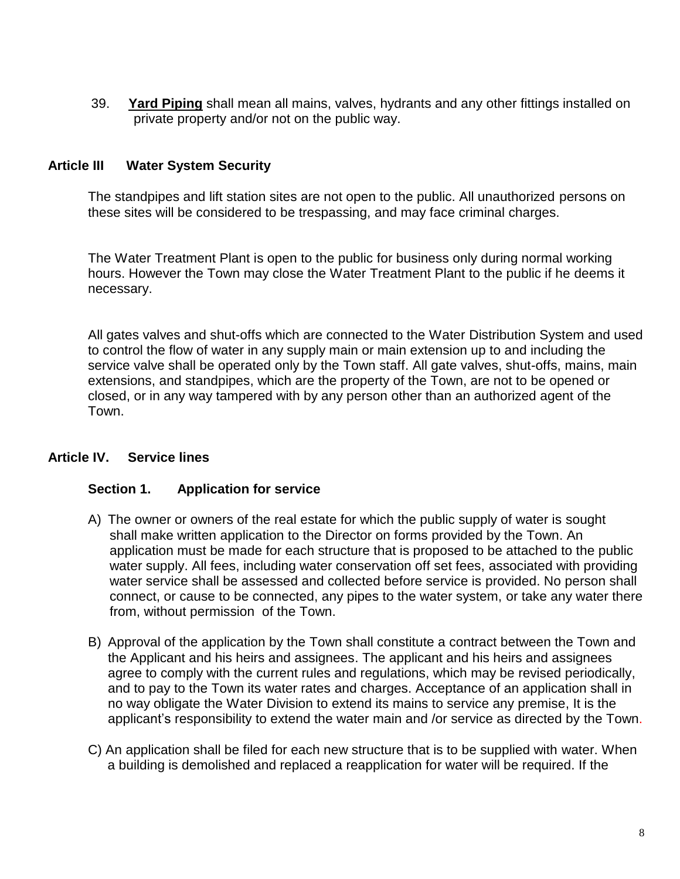39. **Yard Piping** shall mean all mains, valves, hydrants and any other fittings installed on private property and/or not on the public way.

## Article III Water System Security

The standpipes and lift station sites are not open to the public. All unauthorized persons on these sites will be considered to be trespassing, and may face criminal charges.

The Water Treatment Plant is open to the public for business only during normal working hours. However the Town may close the Water Treatment Plant to the public if he deems it necessary.

All gates valves and shut-offs which are connected to the Water Distribution System and used to control the flow of water in any supply main or main extension up to and including the service valve shall be operated only by the Town staff. All gate valves, shut-offs, mains, main extensions, and standpipes, which are the property of the Town, are not to be opened or closed, or in any way tampered with by any person other than an authorized agent of the Town.

## Article IV. Service lines

### Section 1. Application for service

A) The owner or owners of the real estate for which the public supply of water is sought shall make written application to the Director on forms provided by the Town. An application must be made for each structure that is proposed to be attached to the public water supply. All fees, including water conservation off set fees, associated with providing water service shall be assessed and collected before service is provided. No person shall connect, or cause to be connected, any pipes to the water system, or take any water there from, without permission of the Town.

B) Approval of the application by the Town shall constitute a contract between the Town and the Applicant and his heirs and assignees. The applicant and his heirs and assignees agree to comply with the current rules and regulations, which may be revised periodically, and to pay to the Town its water rates and charges. Acceptance of an application shall in no way obligate the Water Division to extend its mains to service any premise, It is the applicant's responsibility to extend the water main and /or service as directed by the Town.

C) An application shall be filed for each new structure that is to be supplied with water. When a building is demolished and replaced a reapplication for water will be required. If the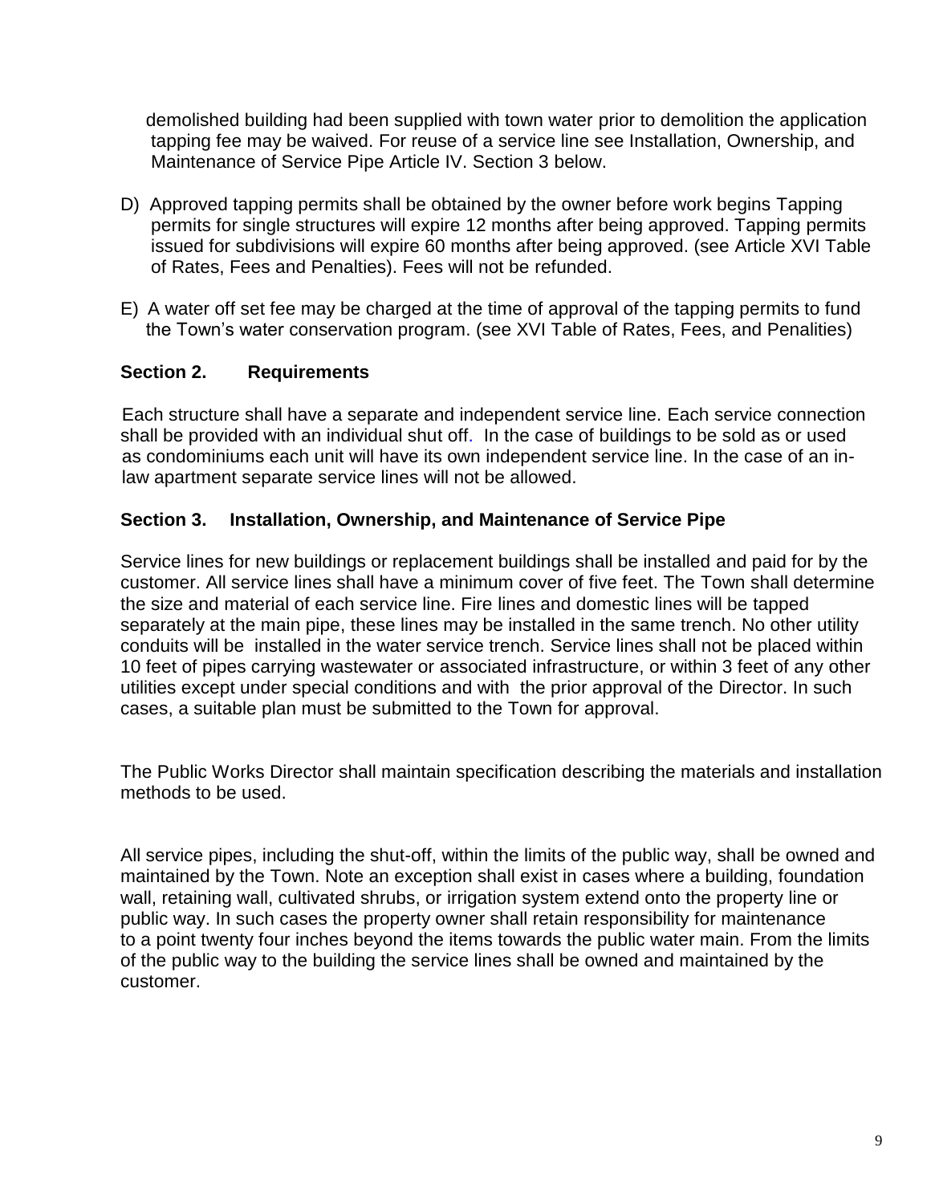demolished building had been supplied with town water prior to demolition the application tapping fee may be waived. For reuse of a service line see Installation, Ownership, and Maintenance of Service Pipe Article IV. Section 3 below.

D) Approved tapping permits shall be obtained by the owner before work begins Tapping permits for single structures will expire 12 months after being approved. Tapping permits issued for subdivisions will expire 60 months after being approved. (see Article XVI Table of Rates, Fees and Penalties). Fees will not be refunded.

E) A water off set fee may be charged at the time of approval of the tapping permits to fund the Town's water conservation program. (see XVI Table of Rates, Fees, and Penalities)

### Section 2. Requirements

Each structure shall have a separate and independent service line. Each service connection shall be provided with an individual shut off. In the case of buildings to be sold as or used as condominiums each unit will have its own independent service line. In the case of an in-law apartment separate service lines will not be allowed.

### Section 3. Installation, Ownership, and Maintenance of Service Pipe

Service lines for new buildings or replacement buildings shall be installed and paid for by the customer. All service lines shall have a minimum cover of five feet. The Town shall determine the size and material of each service line. Fire lines and domestic lines will be tapped separately at the main pipe, these lines may be installed in the same trench. No other utility conduits will be installed in the water service trench. Service lines shall not be placed within 10 feet of pipes carrying wastewater or associated infrastructure, or within 3 feet of any other utilities except under special conditions and with the prior approval of the Director. In such cases, a suitable plan must be submitted to the Town for approval.

The Public Works Director shall maintain specification describing the materials and installation methods to be used.

All service pipes, including the shut-off, within the limits of the public way, shall be owned and maintained by the Town. Note an exception shall exist in cases where a building, foundation wall, retaining wall, cultivated shrubs, or irrigation system extend onto the property line or public way. In such cases the property owner shall retain responsibility for maintenance to a point twenty four inches beyond the items towards the public water main. From the limits of the public way to the building the service lines shall be owned and maintained by the customer.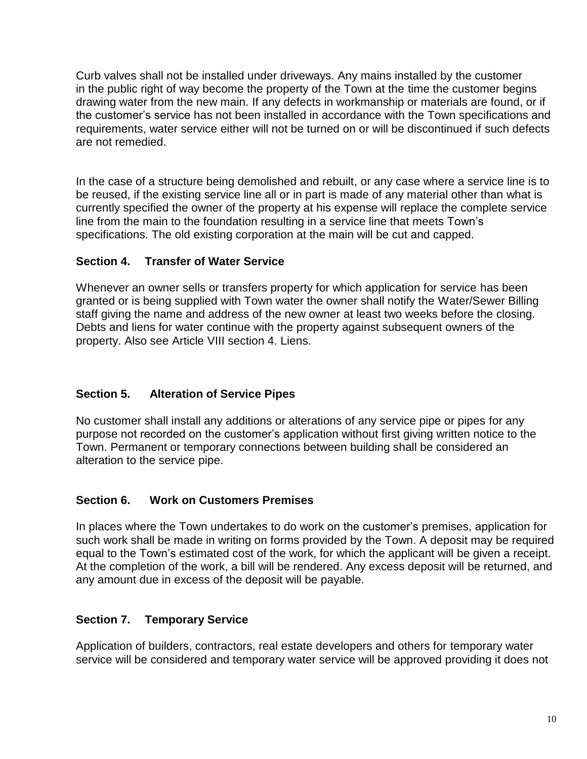Curb valves shall not be installed under driveways. Any mains installed by the customer in the public right of way become the property of the Town at the time the customer begins drawing water from the new main. If any defects in workmanship or materials are found, or if the customer's service has not been installed in accordance with the Town specifications and requirements, water service either will not be turned on or will be discontinued if such defects are not remedied.

In the case of a structure being demolished and rebuilt, or any case where a service line is to be reused, if the existing service line all or in part is made of any material other than what is currently specified the owner of the property at his expense will replace the complete service line from the main to the foundation resulting in a service line that meets Town's specifications. The old existing corporation at the main will be cut and capped.

### Section 4. Transfer of Water Service

Whenever an owner sells or transfers property for which application for service has been granted or is being supplied with Town water the owner shall notify the Water/Sewer Billing staff giving the name and address of the new owner at least two weeks before the closing. Debts and liens for water continue with the property against subsequent owners of the property. Also see Article VIII section 4. Liens.

### Section 5. Alteration of Service Pipes

No customer shall install any additions or alterations of any service pipe or pipes for any purpose not recorded on the customer's application without first giving written notice to the Town. Permanent or temporary connections between building shall be considered an alteration to the service pipe.

### Section 6. Work on Customers Premises

In places where the Town undertakes to do work on the customer's premises, application for such work shall be made in writing on forms provided by the Town. A deposit may be required equal to the Town's estimated cost of the work, for which the applicant will be given a receipt. At the completion of the work, a bill will be rendered. Any excess deposit will be returned, and any amount due in excess of the deposit will be payable.

### Section 7. Temporary Service

Application of builders, contractors, real estate developers and others for temporary water service will be considered and temporary water service will be approved providing it does not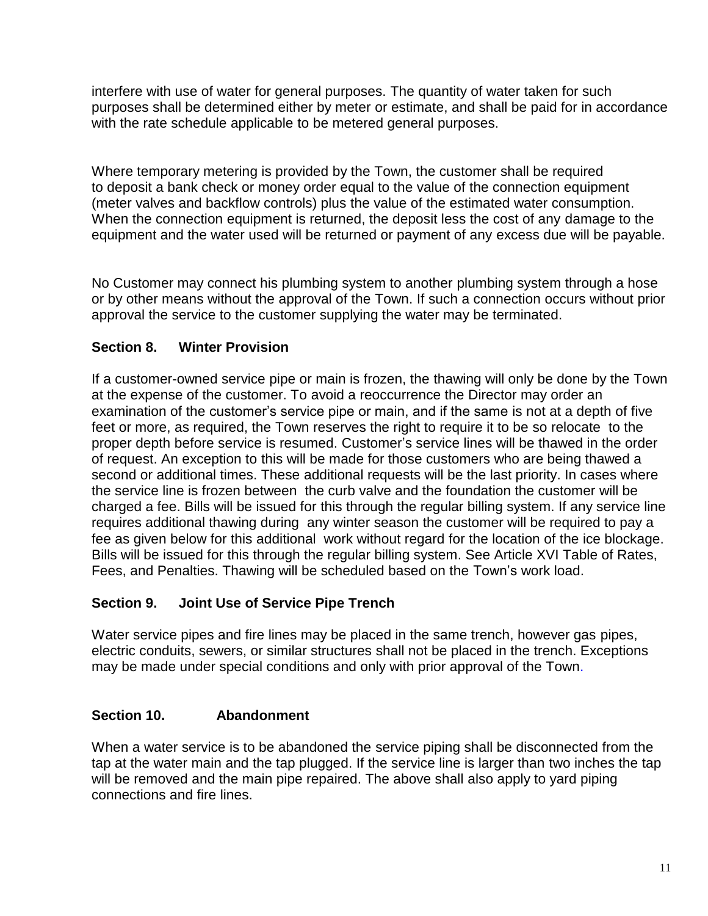interfere with use of water for general purposes. The quantity of water taken for such purposes shall be determined either by meter or estimate, and shall be paid for in accordance with the rate schedule applicable to be metered general purposes.

Where temporary metering is provided by the Town, the customer shall be required to deposit a bank check or money order equal to the value of the connection equipment (meter valves and backflow controls) plus the value of the estimated water consumption. When the connection equipment is returned, the deposit less the cost of any damage to the equipment and the water used will be returned or payment of any excess due will be payable.

No Customer may connect his plumbing system to another plumbing system through a hose or by other means without the approval of the Town. If such a connection occurs without prior approval the service to the customer supplying the water may be terminated.

### Section 8. Winter Provision

If a customer-owned service pipe or main is frozen, the thawing will only be done by the Town at the expense of the customer. To avoid a reoccurrence the Director may order an examination of the customer's service pipe or main, and if the same is not at a depth of five feet or more, as required, the Town reserves the right to require it to be so relocate to the proper depth before service is resumed. Customer's service lines will be thawed in the order of request. An exception to this will be made for those customers who are being thawed a second or additional times. These additional requests will be the last priority. In cases where the service line is frozen between the curb valve and the foundation the customer will be charged a fee. Bills will be issued for this through the regular billing system. If any service line requires additional thawing during any winter season the customer will be required to pay a fee as given below for this additional work without regard for the location of the ice blockage. Bills will be issued for this through the regular billing system. See Article XVI Table of Rates, Fees, and Penalties. Thawing will be scheduled based on the Town's work load.

### Section 9. Joint Use of Service Pipe Trench

Water service pipes and fire lines may be placed in the same trench, however gas pipes, electric conduits, sewers, or similar structures shall not be placed in the trench. Exceptions may be made under special conditions and only with prior approval of the Town.

### Section 10. Abandonment

When a water service is to be abandoned the service piping shall be disconnected from the tap at the water main and the tap plugged. If the service line is larger than two inches the tap will be removed and the main pipe repaired. The above shall also apply to yard piping connections and fire lines.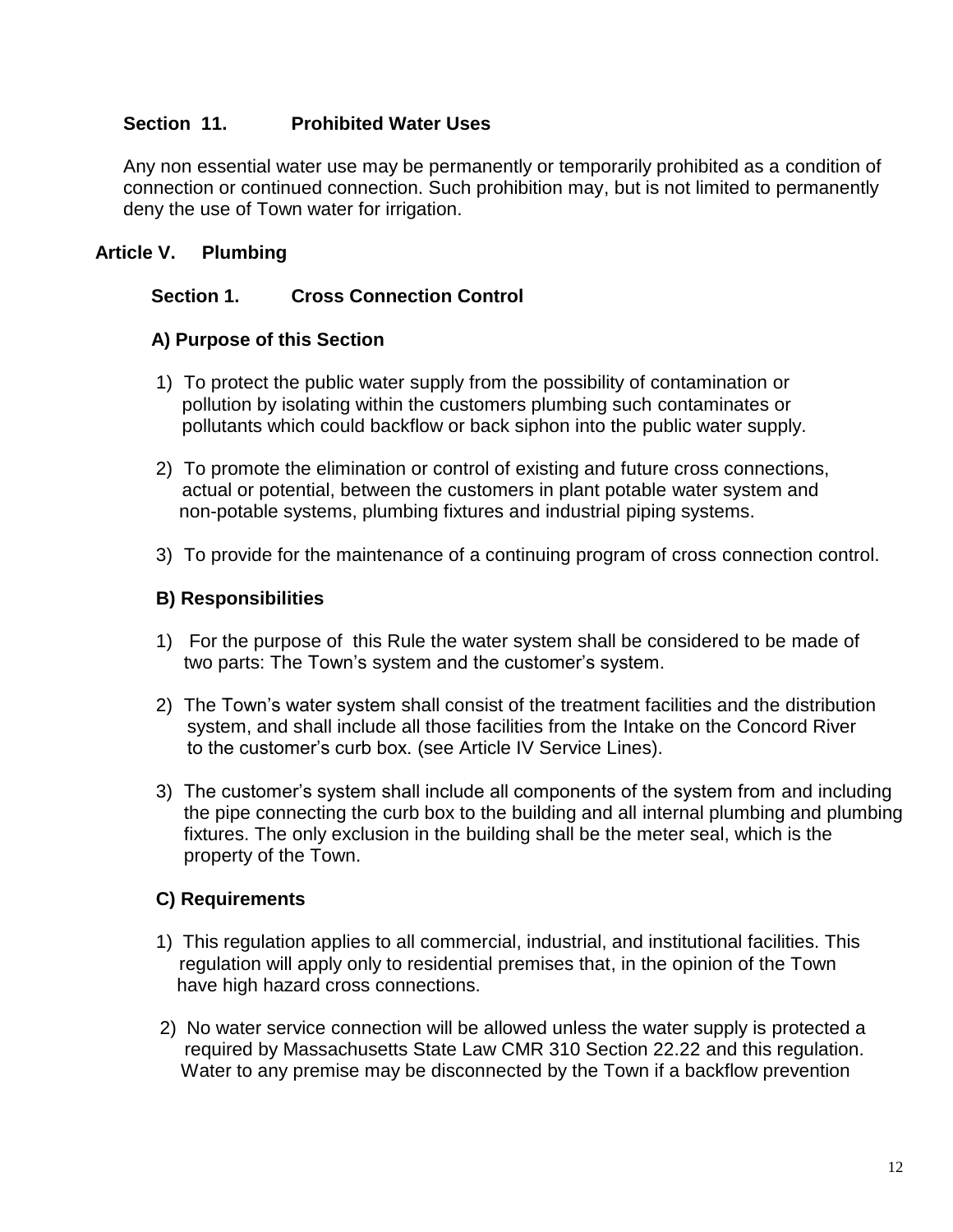### Section 11. Prohibited Water Uses

Any non essential water use may be permanently or temporarily prohibited as a condition of connection or continued connection. Such prohibition may, but is not limited to permanently deny the use of Town water for irrigation.

## Article V. Plumbing

### Section 1. Cross Connection Control

**A) Purpose of this Section**

1) To protect the public water supply from the possibility of contamination or pollution by isolating within the customers plumbing such contaminates or pollutants which could backflow or back siphon into the public water supply.

2) To promote the elimination or control of existing and future cross connections, actual or potential, between the customers in plant potable water system and non-potable systems, plumbing fixtures and industrial piping systems.

3) To provide for the maintenance of a continuing program of cross connection control.

**B) Responsibilities**

1) For the purpose of this Rule the water system shall be considered to be made of two parts: The Town's system and the customer's system.

2) The Town's water system shall consist of the treatment facilities and the distribution system, and shall include all those facilities from the Intake on the Concord River to the customer's curb box. (see Article IV Service Lines).

3) The customer's system shall include all components of the system from and including the pipe connecting the curb box to the building and all internal plumbing and plumbing fixtures. The only exclusion in the building shall be the meter seal, which is the property of the Town.

**C) Requirements**

1) This regulation applies to all commercial, industrial, and institutional facilities. This regulation will apply only to residential premises that, in the opinion of the Town have high hazard cross connections.

2) No water service connection will be allowed unless the water supply is protected a required by Massachusetts State Law CMR 310 Section 22.22 and this regulation. Water to any premise may be disconnected by the Town if a backflow prevention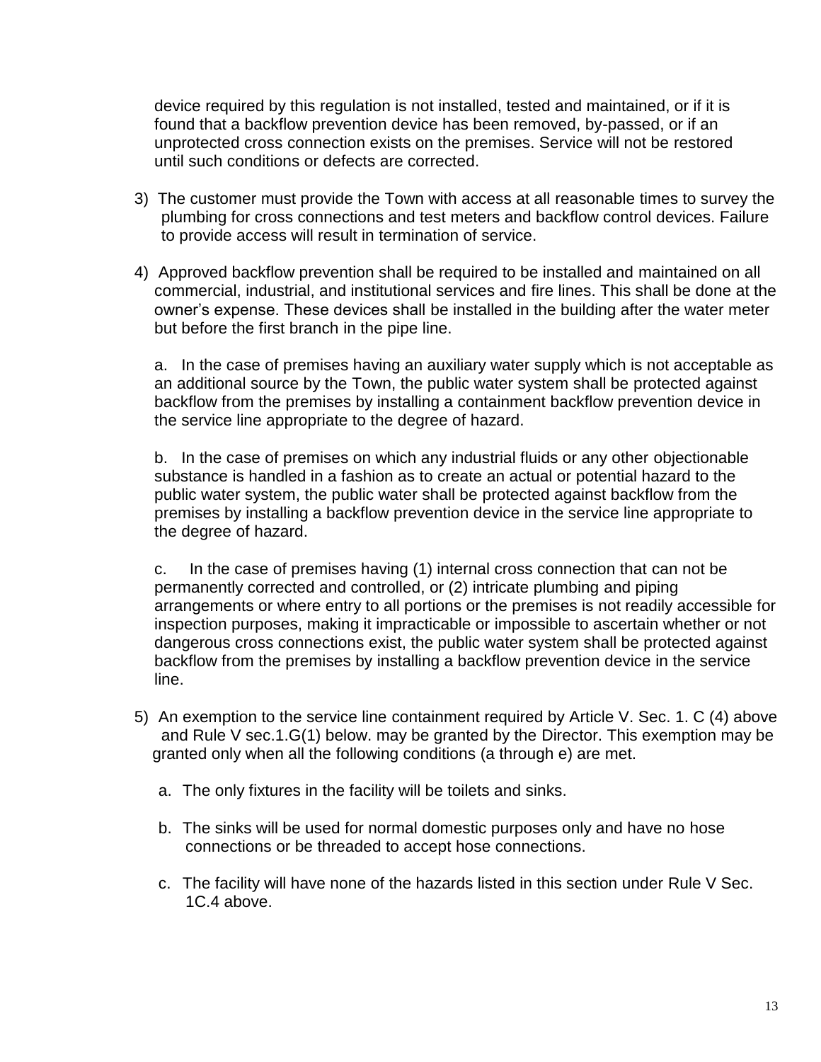device required by this regulation is not installed, tested and maintained, or if it is found that a backflow prevention device has been removed, by-passed, or if an unprotected cross connection exists on the premises. Service will not be restored until such conditions or defects are corrected.

3) The customer must provide the Town with access at all reasonable times to survey the plumbing for cross connections and test meters and backflow control devices. Failure to provide access will result in termination of service.

4) Approved backflow prevention shall be required to be installed and maintained on all commercial, industrial, and institutional services and fire lines. This shall be done at the owner's expense. These devices shall be installed in the building after the water meter but before the first branch in the pipe line.

   a. In the case of premises having an auxiliary water supply which is not acceptable as an additional source by the Town, the public water system shall be protected against backflow from the premises by installing a containment backflow prevention device in the service line appropriate to the degree of hazard.

   b. In the case of premises on which any industrial fluids or any other objectionable substance is handled in a fashion as to create an actual or potential hazard to the public water system, the public water shall be protected against backflow from the premises by installing a backflow prevention device in the service line appropriate to the degree of hazard.

   c. In the case of premises having (1) internal cross connection that can not be permanently corrected and controlled, or (2) intricate plumbing and piping arrangements or where entry to all portions or the premises is not readily accessible for inspection purposes, making it impracticable or impossible to ascertain whether or not dangerous cross connections exist, the public water system shall be protected against backflow from the premises by installing a backflow prevention device in the service line.

5) An exemption to the service line containment required by Article V. Sec. 1. C (4) above and Rule V sec.1.G(1) below. may be granted by the Director. This exemption may be granted only when all the following conditions (a through e) are met.

   a. The only fixtures in the facility will be toilets and sinks.

   b. The sinks will be used for normal domestic purposes only and have no hose connections or be threaded to accept hose connections.

   c. The facility will have none of the hazards listed in this section under Rule V Sec. 1C.4 above.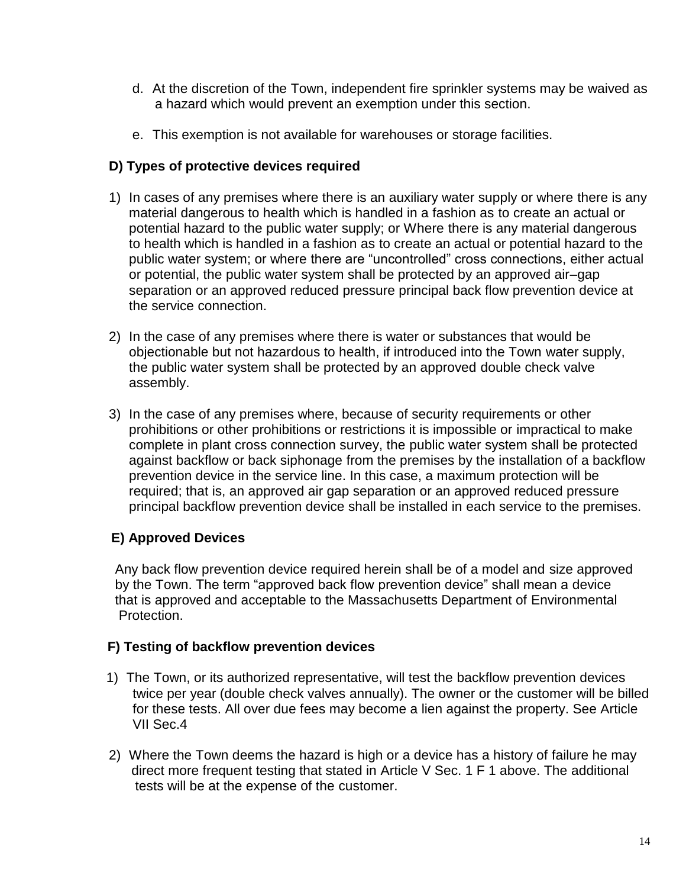d. At the discretion of the Town, independent fire sprinkler systems may be waived as a hazard which would prevent an exemption under this section.

e. This exemption is not available for warehouses or storage facilities.

**D) Types of protective devices required**

1) In cases of any premises where there is an auxiliary water supply or where there is any material dangerous to health which is handled in a fashion as to create an actual or potential hazard to the public water supply; or Where there is any material dangerous to health which is handled in a fashion as to create an actual or potential hazard to the public water system; or where there are "uncontrolled" cross connections, either actual or potential, the public water system shall be protected by an approved air–gap separation or an approved reduced pressure principal back flow prevention device at the service connection.

2) In the case of any premises where there is water or substances that would be objectionable but not hazardous to health, if introduced into the Town water supply, the public water system shall be protected by an approved double check valve assembly.

3) In the case of any premises where, because of security requirements or other prohibitions or other prohibitions or restrictions it is impossible or impractical to make complete in plant cross connection survey, the public water system shall be protected against backflow or back siphonage from the premises by the installation of a backflow prevention device in the service line. In this case, a maximum protection will be required; that is, an approved air gap separation or an approved reduced pressure principal backflow prevention device shall be installed in each service to the premises.

**E) Approved Devices**

Any back flow prevention device required herein shall be of a model and size approved by the Town. The term "approved back flow prevention device" shall mean a device that is approved and acceptable to the Massachusetts Department of Environmental Protection.

**F) Testing of backflow prevention devices**

1) The Town, or its authorized representative, will test the backflow prevention devices twice per year (double check valves annually). The owner or the customer will be billed for these tests. All over due fees may become a lien against the property. See Article VII Sec.4

2) Where the Town deems the hazard is high or a device has a history of failure he may direct more frequent testing that stated in Article V Sec. 1 F 1 above. The additional tests will be at the expense of the customer.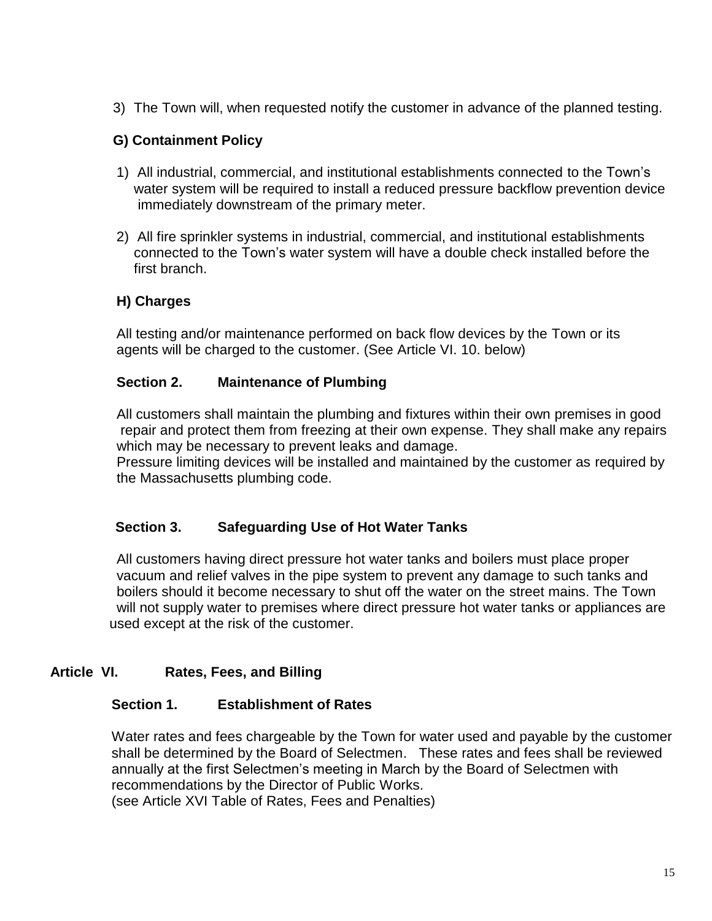3) The Town will, when requested notify the customer in advance of the planned testing.

**G) Containment Policy**

1) All industrial, commercial, and institutional establishments connected to the Town's water system will be required to install a reduced pressure backflow prevention device immediately downstream of the primary meter.

2) All fire sprinkler systems in industrial, commercial, and institutional establishments connected to the Town's water system will have a double check installed before the first branch.

**H) Charges**

All testing and/or maintenance performed on back flow devices by the Town or its agents will be charged to the customer. (See Article VI. 10. below)

### Section 2. Maintenance of Plumbing

All customers shall maintain the plumbing and fixtures within their own premises in good repair and protect them from freezing at their own expense. They shall make any repairs which may be necessary to prevent leaks and damage.
Pressure limiting devices will be installed and maintained by the customer as required by the Massachusetts plumbing code.

### Section 3. Safeguarding Use of Hot Water Tanks

All customers having direct pressure hot water tanks and boilers must place proper vacuum and relief valves in the pipe system to prevent any damage to such tanks and boilers should it become necessary to shut off the water on the street mains. The Town will not supply water to premises where direct pressure hot water tanks or appliances are used except at the risk of the customer.

## Article VI. Rates, Fees, and Billing

### Section 1. Establishment of Rates

Water rates and fees chargeable by the Town for water used and payable by the customer shall be determined by the Board of Selectmen. These rates and fees shall be reviewed annually at the first Selectmen's meeting in March by the Board of Selectmen with recommendations by the Director of Public Works.
(see Article XVI Table of Rates, Fees and Penalties)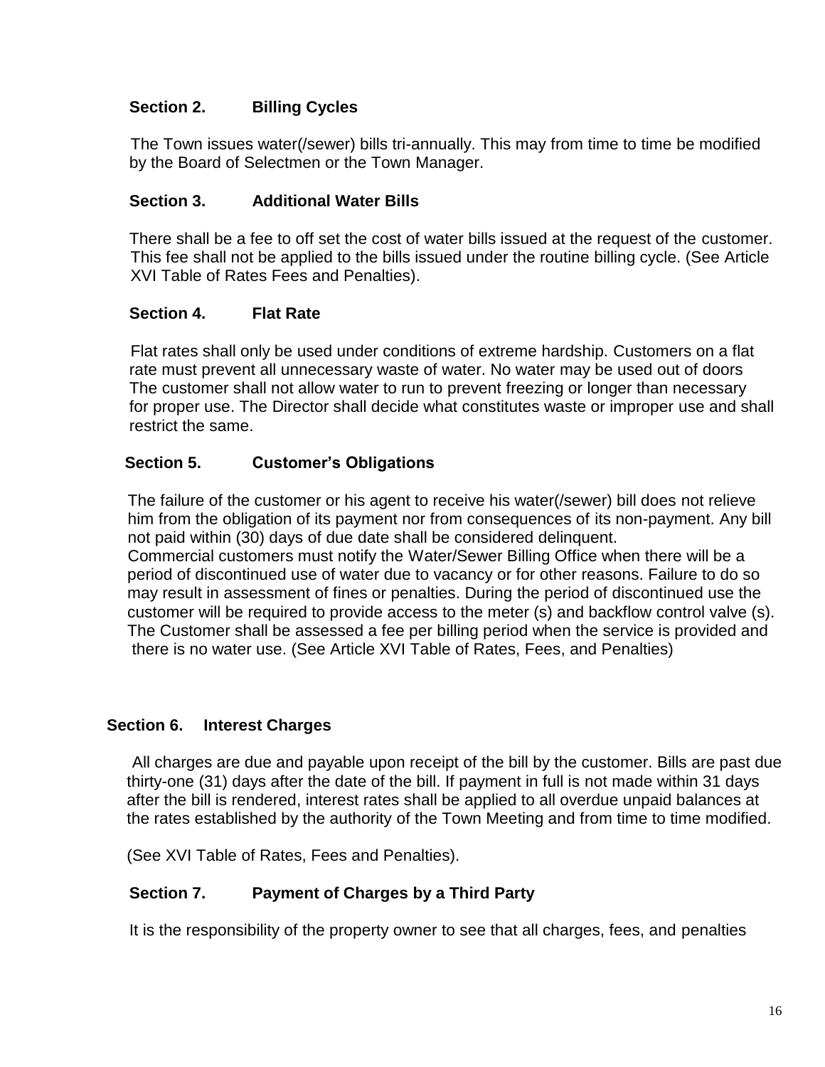### Section 2. Billing Cycles

The Town issues water(/sewer) bills tri-annually. This may from time to time be modified by the Board of Selectmen or the Town Manager.

### Section 3. Additional Water Bills

There shall be a fee to off set the cost of water bills issued at the request of the customer. This fee shall not be applied to the bills issued under the routine billing cycle. (See Article XVI Table of Rates Fees and Penalties).

### Section 4. Flat Rate

Flat rates shall only be used under conditions of extreme hardship. Customers on a flat rate must prevent all unnecessary waste of water. No water may be used out of doors The customer shall not allow water to run to prevent freezing or longer than necessary for proper use. The Director shall decide what constitutes waste or improper use and shall restrict the same.

### Section 5. Customer's Obligations

The failure of the customer or his agent to receive his water(/sewer) bill does not relieve him from the obligation of its payment nor from consequences of its non-payment. Any bill not paid within (30) days of due date shall be considered delinquent.
Commercial customers must notify the Water/Sewer Billing Office when there will be a period of discontinued use of water due to vacancy or for other reasons. Failure to do so may result in assessment of fines or penalties. During the period of discontinued use the customer will be required to provide access to the meter (s) and backflow control valve (s). The Customer shall be assessed a fee per billing period when the service is provided and there is no water use. (See Article XVI Table of Rates, Fees, and Penalties)

### Section 6. Interest Charges

All charges are due and payable upon receipt of the bill by the customer. Bills are past due thirty-one (31) days after the date of the bill. If payment in full is not made within 31 days after the bill is rendered, interest rates shall be applied to all overdue unpaid balances at the rates established by the authority of the Town Meeting and from time to time modified.

(See XVI Table of Rates, Fees and Penalties).

### Section 7. Payment of Charges by a Third Party

It is the responsibility of the property owner to see that all charges, fees, and penalties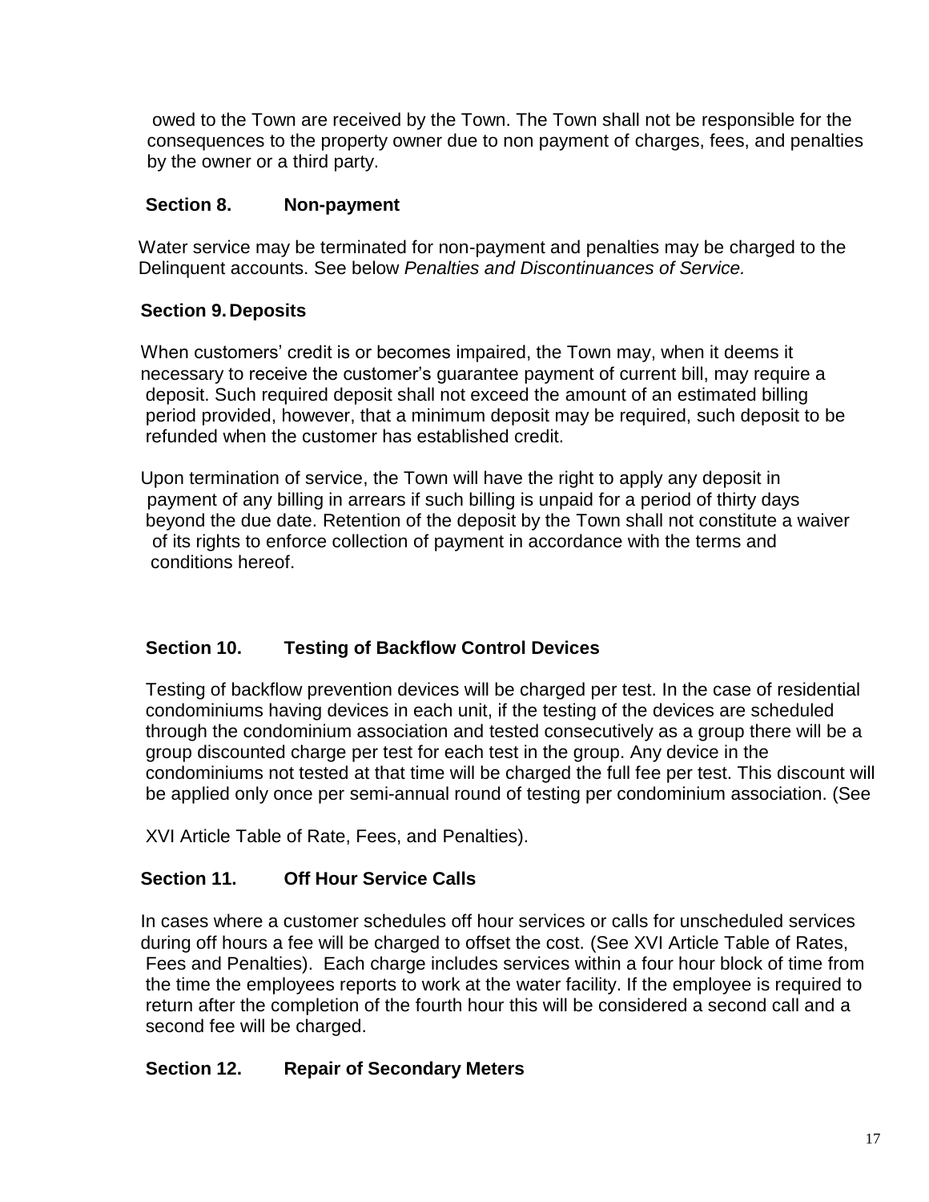owed to the Town are received by the Town. The Town shall not be responsible for the consequences to the property owner due to non payment of charges, fees, and penalties by the owner or a third party.

### Section 8. Non-payment

Water service may be terminated for non-payment and penalties may be charged to the Delinquent accounts. See below *Penalties and Discontinuances of Service.*

### Section 9. Deposits

When customers' credit is or becomes impaired, the Town may, when it deems it necessary to receive the customer's guarantee payment of current bill, may require a deposit. Such required deposit shall not exceed the amount of an estimated billing period provided, however, that a minimum deposit may be required, such deposit to be refunded when the customer has established credit.

Upon termination of service, the Town will have the right to apply any deposit in payment of any billing in arrears if such billing is unpaid for a period of thirty days beyond the due date. Retention of the deposit by the Town shall not constitute a waiver of its rights to enforce collection of payment in accordance with the terms and conditions hereof.

### Section 10. Testing of Backflow Control Devices

Testing of backflow prevention devices will be charged per test. In the case of residential condominiums having devices in each unit, if the testing of the devices are scheduled through the condominium association and tested consecutively as a group there will be a group discounted charge per test for each test in the group. Any device in the condominiums not tested at that time will be charged the full fee per test. This discount will be applied only once per semi-annual round of testing per condominium association. (See

XVI Article Table of Rate, Fees, and Penalties).

### Section 11. Off Hour Service Calls

In cases where a customer schedules off hour services or calls for unscheduled services during off hours a fee will be charged to offset the cost. (See XVI Article Table of Rates, Fees and Penalties). Each charge includes services within a four hour block of time from the time the employees reports to work at the water facility. If the employee is required to return after the completion of the fourth hour this will be considered a second call and a second fee will be charged.

### Section 12. Repair of Secondary Meters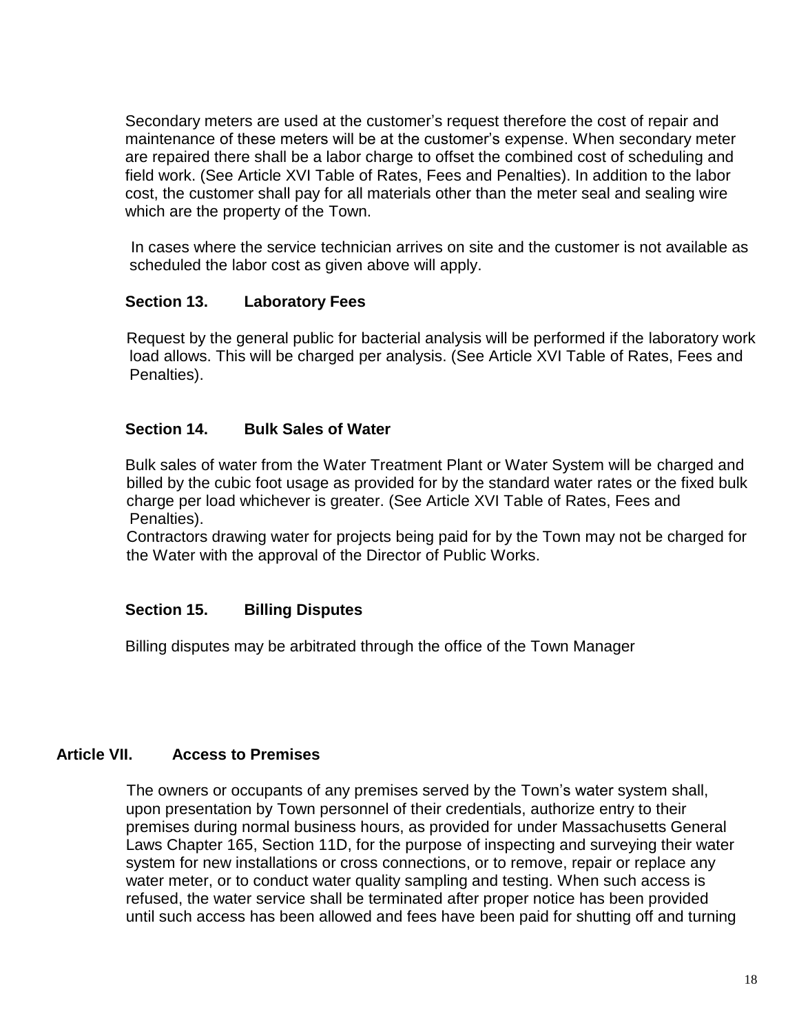Secondary meters are used at the customer's request therefore the cost of repair and maintenance of these meters will be at the customer's expense. When secondary meter are repaired there shall be a labor charge to offset the combined cost of scheduling and field work. (See Article XVI Table of Rates, Fees and Penalties). In addition to the labor cost, the customer shall pay for all materials other than the meter seal and sealing wire which are the property of the Town.

In cases where the service technician arrives on site and the customer is not available as scheduled the labor cost as given above will apply.

### Section 13. Laboratory Fees

Request by the general public for bacterial analysis will be performed if the laboratory work load allows. This will be charged per analysis. (See Article XVI Table of Rates, Fees and Penalties).

### Section 14. Bulk Sales of Water

Bulk sales of water from the Water Treatment Plant or Water System will be charged and billed by the cubic foot usage as provided for by the standard water rates or the fixed bulk charge per load whichever is greater. (See Article XVI Table of Rates, Fees and Penalties).
Contractors drawing water for projects being paid for by the Town may not be charged for the Water with the approval of the Director of Public Works.

### Section 15. Billing Disputes

Billing disputes may be arbitrated through the office of the Town Manager

## Article VII. Access to Premises

The owners or occupants of any premises served by the Town's water system shall, upon presentation by Town personnel of their credentials, authorize entry to their premises during normal business hours, as provided for under Massachusetts General Laws Chapter 165, Section 11D, for the purpose of inspecting and surveying their water system for new installations or cross connections, or to remove, repair or replace any water meter, or to conduct water quality sampling and testing. When such access is refused, the water service shall be terminated after proper notice has been provided until such access has been allowed and fees have been paid for shutting off and turning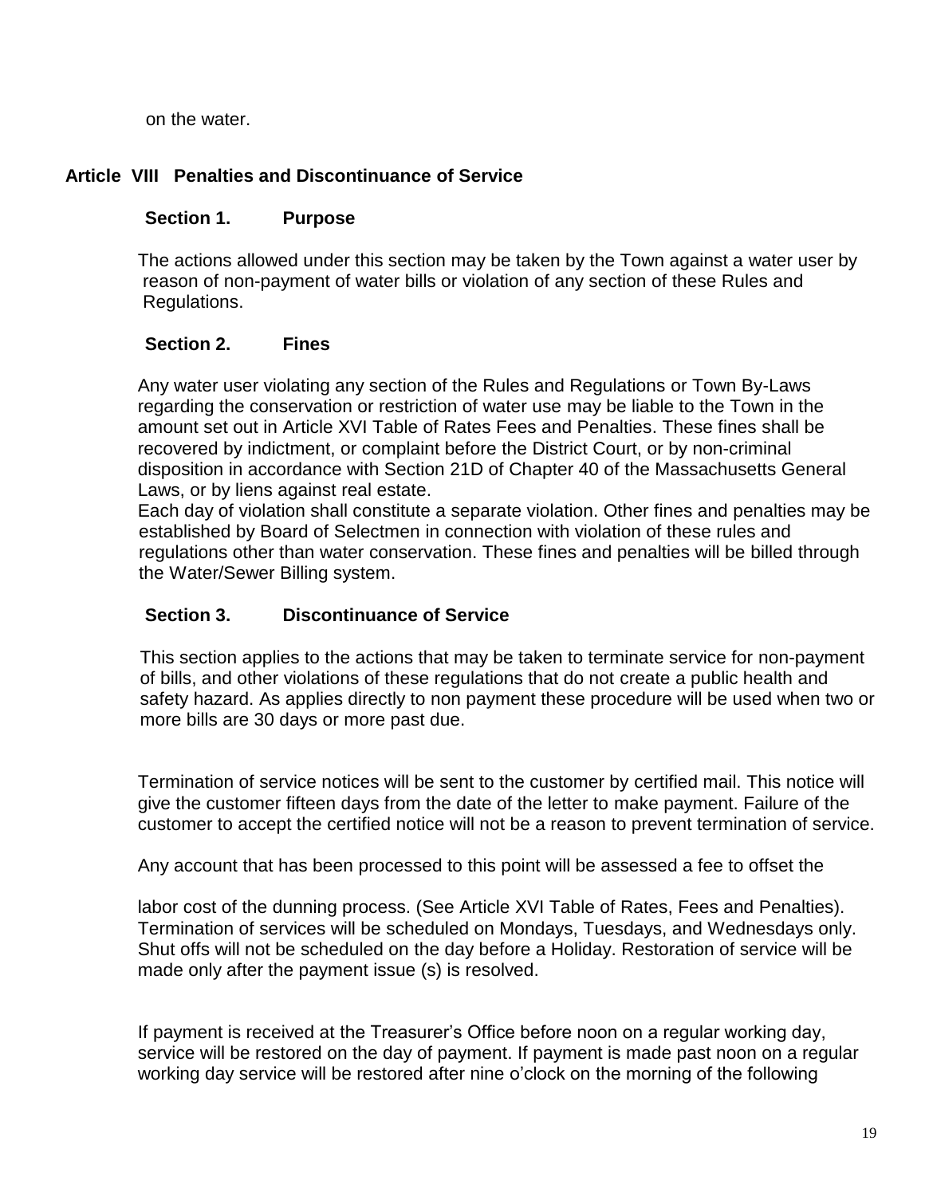on the water.

## Article VIII Penalties and Discontinuance of Service

### Section 1. Purpose

The actions allowed under this section may be taken by the Town against a water user by reason of non-payment of water bills or violation of any section of these Rules and Regulations.

### Section 2. Fines

Any water user violating any section of the Rules and Regulations or Town By-Laws regarding the conservation or restriction of water use may be liable to the Town in the amount set out in Article XVI Table of Rates Fees and Penalties. These fines shall be recovered by indictment, or complaint before the District Court, or by non-criminal disposition in accordance with Section 21D of Chapter 40 of the Massachusetts General Laws, or by liens against real estate.

Each day of violation shall constitute a separate violation. Other fines and penalties may be established by Board of Selectmen in connection with violation of these rules and regulations other than water conservation. These fines and penalties will be billed through the Water/Sewer Billing system.

### Section 3. Discontinuance of Service

This section applies to the actions that may be taken to terminate service for non-payment of bills, and other violations of these regulations that do not create a public health and safety hazard. As applies directly to non payment these procedure will be used when two or more bills are 30 days or more past due.

Termination of service notices will be sent to the customer by certified mail. This notice will give the customer fifteen days from the date of the letter to make payment. Failure of the customer to accept the certified notice will not be a reason to prevent termination of service.

Any account that has been processed to this point will be assessed a fee to offset the labor cost of the dunning process. (See Article XVI Table of Rates, Fees and Penalties). Termination of services will be scheduled on Mondays, Tuesdays, and Wednesdays only. Shut offs will not be scheduled on the day before a Holiday. Restoration of service will be made only after the payment issue (s) is resolved.

If payment is received at the Treasurer's Office before noon on a regular working day, service will be restored on the day of payment. If payment is made past noon on a regular working day service will be restored after nine o'clock on the morning of the following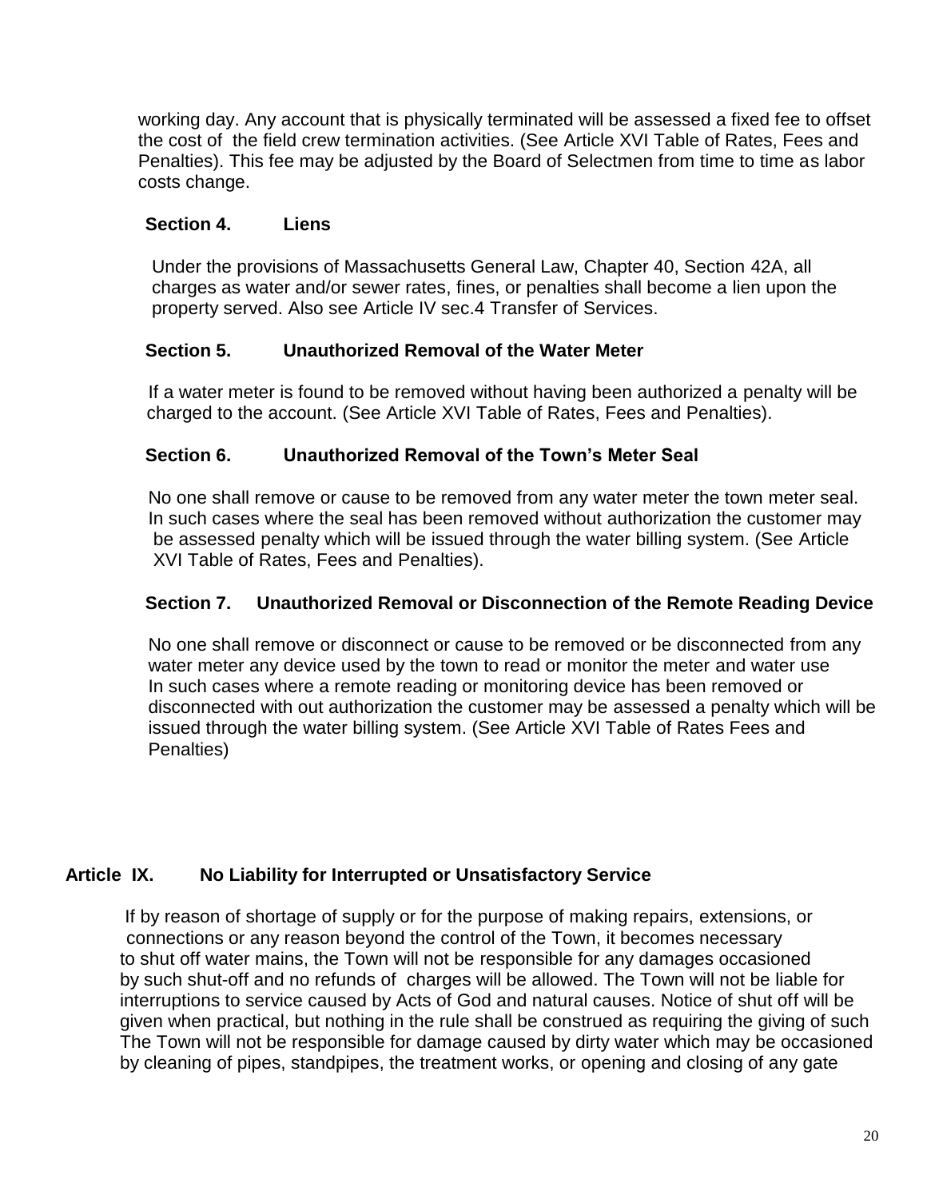working day. Any account that is physically terminated will be assessed a fixed fee to offset the cost of the field crew termination activities. (See Article XVI Table of Rates, Fees and Penalties). This fee may be adjusted by the Board of Selectmen from time to time as labor costs change.

### Section 4. Liens

Under the provisions of Massachusetts General Law, Chapter 40, Section 42A, all charges as water and/or sewer rates, fines, or penalties shall become a lien upon the property served. Also see Article IV sec.4 Transfer of Services.

### Section 5. Unauthorized Removal of the Water Meter

If a water meter is found to be removed without having been authorized a penalty will be charged to the account. (See Article XVI Table of Rates, Fees and Penalties).

### Section 6. Unauthorized Removal of the Town's Meter Seal

No one shall remove or cause to be removed from any water meter the town meter seal. In such cases where the seal has been removed without authorization the customer may be assessed penalty which will be issued through the water billing system. (See Article XVI Table of Rates, Fees and Penalties).

### Section 7. Unauthorized Removal or Disconnection of the Remote Reading Device

No one shall remove or disconnect or cause to be removed or be disconnected from any water meter any device used by the town to read or monitor the meter and water use In such cases where a remote reading or monitoring device has been removed or disconnected with out authorization the customer may be assessed a penalty which will be issued through the water billing system. (See Article XVI Table of Rates Fees and Penalties)

## Article IX. No Liability for Interrupted or Unsatisfactory Service

If by reason of shortage of supply or for the purpose of making repairs, extensions, or connections or any reason beyond the control of the Town, it becomes necessary to shut off water mains, the Town will not be responsible for any damages occasioned by such shut-off and no refunds of charges will be allowed. The Town will not be liable for interruptions to service caused by Acts of God and natural causes. Notice of shut off will be given when practical, but nothing in the rule shall be construed as requiring the giving of such The Town will not be responsible for damage caused by dirty water which may be occasioned by cleaning of pipes, standpipes, the treatment works, or opening and closing of any gate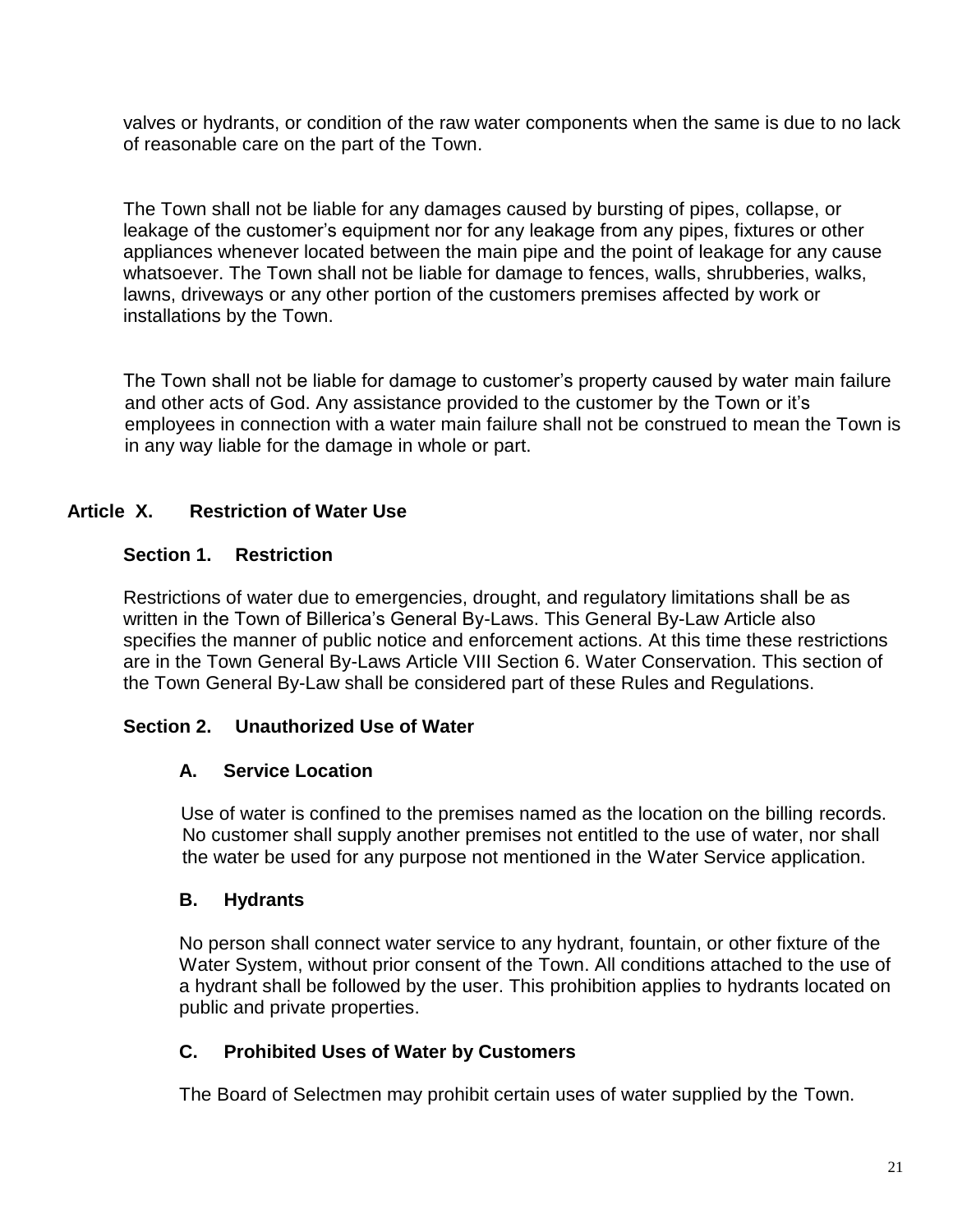valves or hydrants, or condition of the raw water components when the same is due to no lack of reasonable care on the part of the Town.

The Town shall not be liable for any damages caused by bursting of pipes, collapse, or leakage of the customer's equipment nor for any leakage from any pipes, fixtures or other appliances whenever located between the main pipe and the point of leakage for any cause whatsoever. The Town shall not be liable for damage to fences, walls, shrubberies, walks, lawns, driveways or any other portion of the customers premises affected by work or installations by the Town.

The Town shall not be liable for damage to customer's property caused by water main failure and other acts of God. Any assistance provided to the customer by the Town or it's employees in connection with a water main failure shall not be construed to mean the Town is in any way liable for the damage in whole or part.

## Article X. Restriction of Water Use

### Section 1. Restriction

Restrictions of water due to emergencies, drought, and regulatory limitations shall be as written in the Town of Billerica's General By-Laws. This General By-Law Article also specifies the manner of public notice and enforcement actions. At this time these restrictions are in the Town General By-Laws Article VIII Section 6. Water Conservation. This section of the Town General By-Law shall be considered part of these Rules and Regulations.

### Section 2. Unauthorized Use of Water

#### A. Service Location

Use of water is confined to the premises named as the location on the billing records. No customer shall supply another premises not entitled to the use of water, nor shall the water be used for any purpose not mentioned in the Water Service application.

#### B. Hydrants

No person shall connect water service to any hydrant, fountain, or other fixture of the Water System, without prior consent of the Town. All conditions attached to the use of a hydrant shall be followed by the user. This prohibition applies to hydrants located on public and private properties.

#### C. Prohibited Uses of Water by Customers

The Board of Selectmen may prohibit certain uses of water supplied by the Town.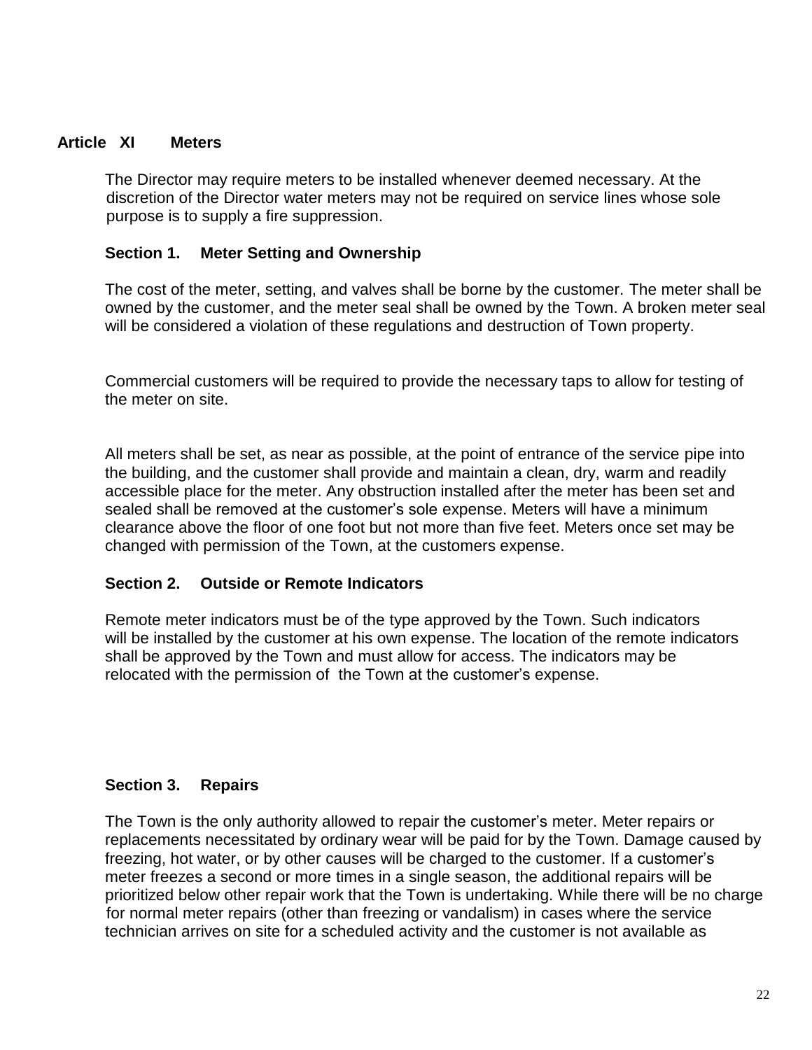## Article XI Meters

The Director may require meters to be installed whenever deemed necessary. At the discretion of the Director water meters may not be required on service lines whose sole purpose is to supply a fire suppression.

### Section 1. Meter Setting and Ownership

The cost of the meter, setting, and valves shall be borne by the customer. The meter shall be owned by the customer, and the meter seal shall be owned by the Town. A broken meter seal will be considered a violation of these regulations and destruction of Town property.

Commercial customers will be required to provide the necessary taps to allow for testing of the meter on site.

All meters shall be set, as near as possible, at the point of entrance of the service pipe into the building, and the customer shall provide and maintain a clean, dry, warm and readily accessible place for the meter. Any obstruction installed after the meter has been set and sealed shall be removed at the customer's sole expense. Meters will have a minimum clearance above the floor of one foot but not more than five feet. Meters once set may be changed with permission of the Town, at the customers expense.

### Section 2. Outside or Remote Indicators

Remote meter indicators must be of the type approved by the Town. Such indicators will be installed by the customer at his own expense. The location of the remote indicators shall be approved by the Town and must allow for access. The indicators may be relocated with the permission of the Town at the customer's expense.

### Section 3. Repairs

The Town is the only authority allowed to repair the customer's meter. Meter repairs or replacements necessitated by ordinary wear will be paid for by the Town. Damage caused by freezing, hot water, or by other causes will be charged to the customer. If a customer's meter freezes a second or more times in a single season, the additional repairs will be prioritized below other repair work that the Town is undertaking. While there will be no charge for normal meter repairs (other than freezing or vandalism) in cases where the service technician arrives on site for a scheduled activity and the customer is not available as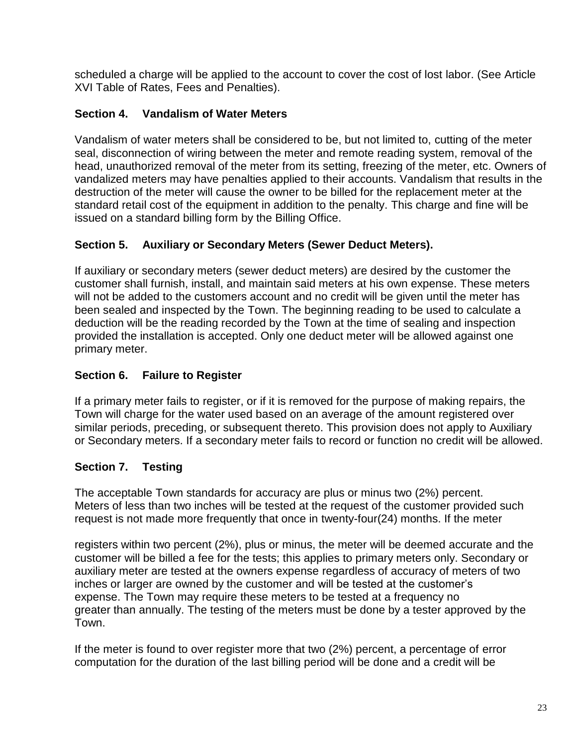scheduled a charge will be applied to the account to cover the cost of lost labor. (See Article XVI Table of Rates, Fees and Penalties).

### Section 4. Vandalism of Water Meters

Vandalism of water meters shall be considered to be, but not limited to, cutting of the meter seal, disconnection of wiring between the meter and remote reading system, removal of the head, unauthorized removal of the meter from its setting, freezing of the meter, etc. Owners of vandalized meters may have penalties applied to their accounts. Vandalism that results in the destruction of the meter will cause the owner to be billed for the replacement meter at the standard retail cost of the equipment in addition to the penalty. This charge and fine will be issued on a standard billing form by the Billing Office.

### Section 5. Auxiliary or Secondary Meters (Sewer Deduct Meters).

If auxiliary or secondary meters (sewer deduct meters) are desired by the customer the customer shall furnish, install, and maintain said meters at his own expense. These meters will not be added to the customers account and no credit will be given until the meter has been sealed and inspected by the Town. The beginning reading to be used to calculate a deduction will be the reading recorded by the Town at the time of sealing and inspection provided the installation is accepted. Only one deduct meter will be allowed against one primary meter.

### Section 6. Failure to Register

If a primary meter fails to register, or if it is removed for the purpose of making repairs, the Town will charge for the water used based on an average of the amount registered over similar periods, preceding, or subsequent thereto. This provision does not apply to Auxiliary or Secondary meters. If a secondary meter fails to record or function no credit will be allowed.

### Section 7. Testing

The acceptable Town standards for accuracy are plus or minus two (2%) percent. Meters of less than two inches will be tested at the request of the customer provided such request is not made more frequently that once in twenty-four(24) months. If the meter

registers within two percent (2%), plus or minus, the meter will be deemed accurate and the customer will be billed a fee for the tests; this applies to primary meters only. Secondary or auxiliary meter are tested at the owners expense regardless of accuracy of meters of two inches or larger are owned by the customer and will be tested at the customer's expense. The Town may require these meters to be tested at a frequency no greater than annually. The testing of the meters must be done by a tester approved by the Town.

If the meter is found to over register more that two (2%) percent, a percentage of error computation for the duration of the last billing period will be done and a credit will be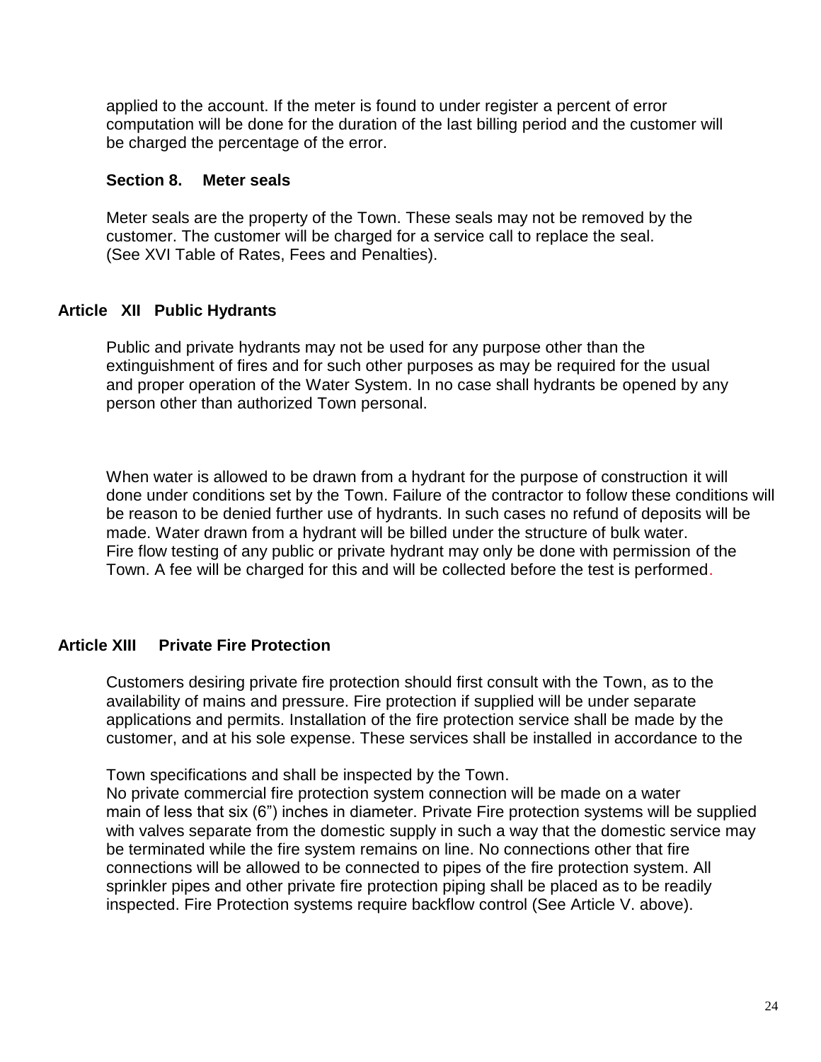applied to the account. If the meter is found to under register a percent of error computation will be done for the duration of the last billing period and the customer will be charged the percentage of the error.

### Section 8. Meter seals

Meter seals are the property of the Town. These seals may not be removed by the customer. The customer will be charged for a service call to replace the seal. (See XVI Table of Rates, Fees and Penalties).

## Article XII Public Hydrants

Public and private hydrants may not be used for any purpose other than the extinguishment of fires and for such other purposes as may be required for the usual and proper operation of the Water System. In no case shall hydrants be opened by any person other than authorized Town personal.

When water is allowed to be drawn from a hydrant for the purpose of construction it will done under conditions set by the Town. Failure of the contractor to follow these conditions will be reason to be denied further use of hydrants. In such cases no refund of deposits will be made. Water drawn from a hydrant will be billed under the structure of bulk water. Fire flow testing of any public or private hydrant may only be done with permission of the Town. A fee will be charged for this and will be collected before the test is performed.

## Article XIII Private Fire Protection

Customers desiring private fire protection should first consult with the Town, as to the availability of mains and pressure. Fire protection if supplied will be under separate applications and permits. Installation of the fire protection service shall be made by the customer, and at his sole expense. These services shall be installed in accordance to the

Town specifications and shall be inspected by the Town. No private commercial fire protection system connection will be made on a water main of less that six (6") inches in diameter. Private Fire protection systems will be supplied with valves separate from the domestic supply in such a way that the domestic service may be terminated while the fire system remains on line. No connections other that fire connections will be allowed to be connected to pipes of the fire protection system. All sprinkler pipes and other private fire protection piping shall be placed as to be readily inspected. Fire Protection systems require backflow control (See Article V. above).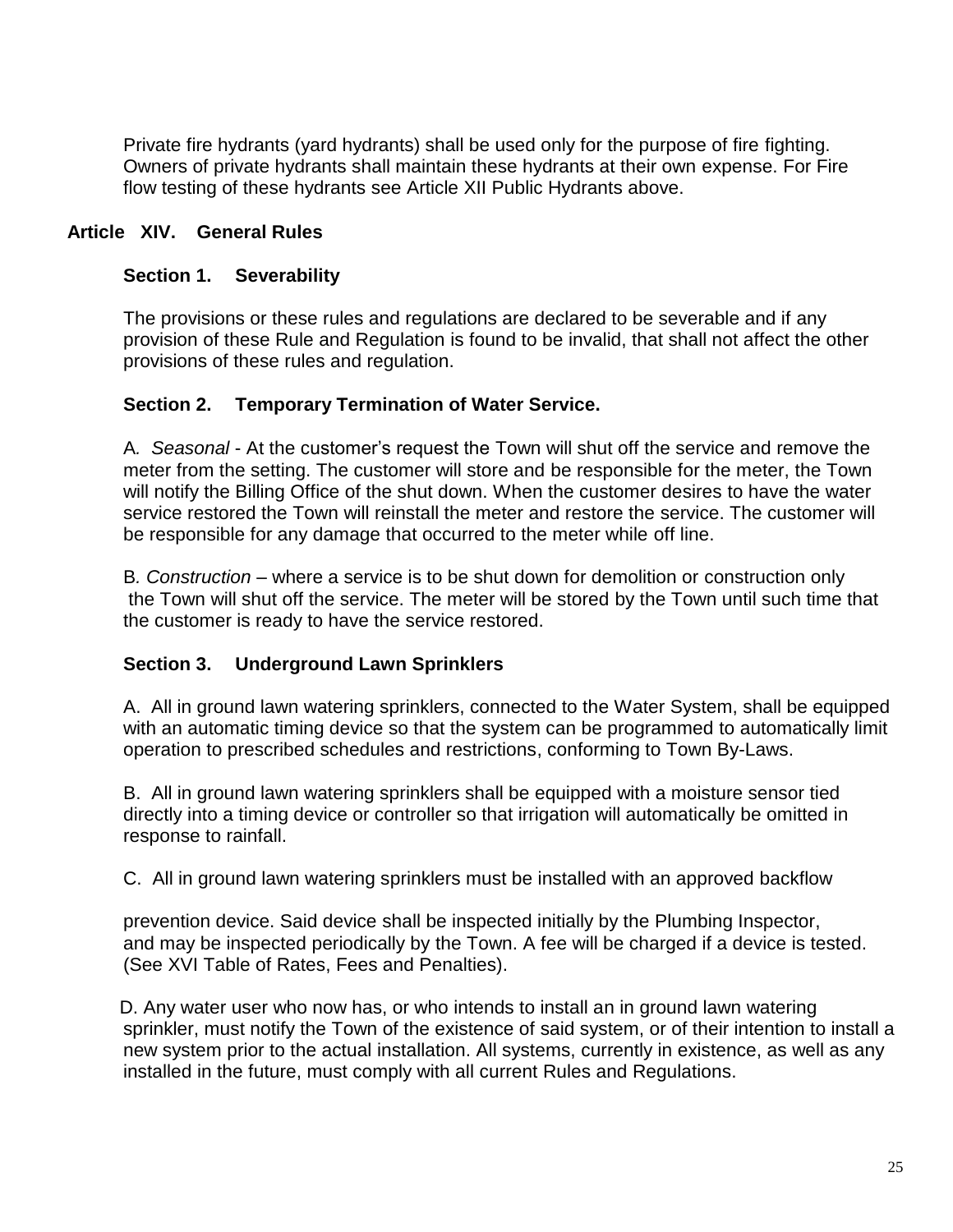Private fire hydrants (yard hydrants) shall be used only for the purpose of fire fighting. Owners of private hydrants shall maintain these hydrants at their own expense. For Fire flow testing of these hydrants see Article XII Public Hydrants above.

## Article XIV. General Rules

### Section 1. Severability

The provisions or these rules and regulations are declared to be severable and if any provision of these Rule and Regulation is found to be invalid, that shall not affect the other provisions of these rules and regulation.

### Section 2. Temporary Termination of Water Service.

A. *Seasonal* - At the customer's request the Town will shut off the service and remove the meter from the setting. The customer will store and be responsible for the meter, the Town will notify the Billing Office of the shut down. When the customer desires to have the water service restored the Town will reinstall the meter and restore the service. The customer will be responsible for any damage that occurred to the meter while off line.

B. *Construction* – where a service is to be shut down for demolition or construction only the Town will shut off the service. The meter will be stored by the Town until such time that the customer is ready to have the service restored.

### Section 3. Underground Lawn Sprinklers

A. All in ground lawn watering sprinklers, connected to the Water System, shall be equipped with an automatic timing device so that the system can be programmed to automatically limit operation to prescribed schedules and restrictions, conforming to Town By-Laws.

B. All in ground lawn watering sprinklers shall be equipped with a moisture sensor tied directly into a timing device or controller so that irrigation will automatically be omitted in response to rainfall.

C. All in ground lawn watering sprinklers must be installed with an approved backflow prevention device. Said device shall be inspected initially by the Plumbing Inspector, and may be inspected periodically by the Town. A fee will be charged if a device is tested. (See XVI Table of Rates, Fees and Penalties).

D. Any water user who now has, or who intends to install an in ground lawn watering sprinkler, must notify the Town of the existence of said system, or of their intention to install a new system prior to the actual installation. All systems, currently in existence, as well as any installed in the future, must comply with all current Rules and Regulations.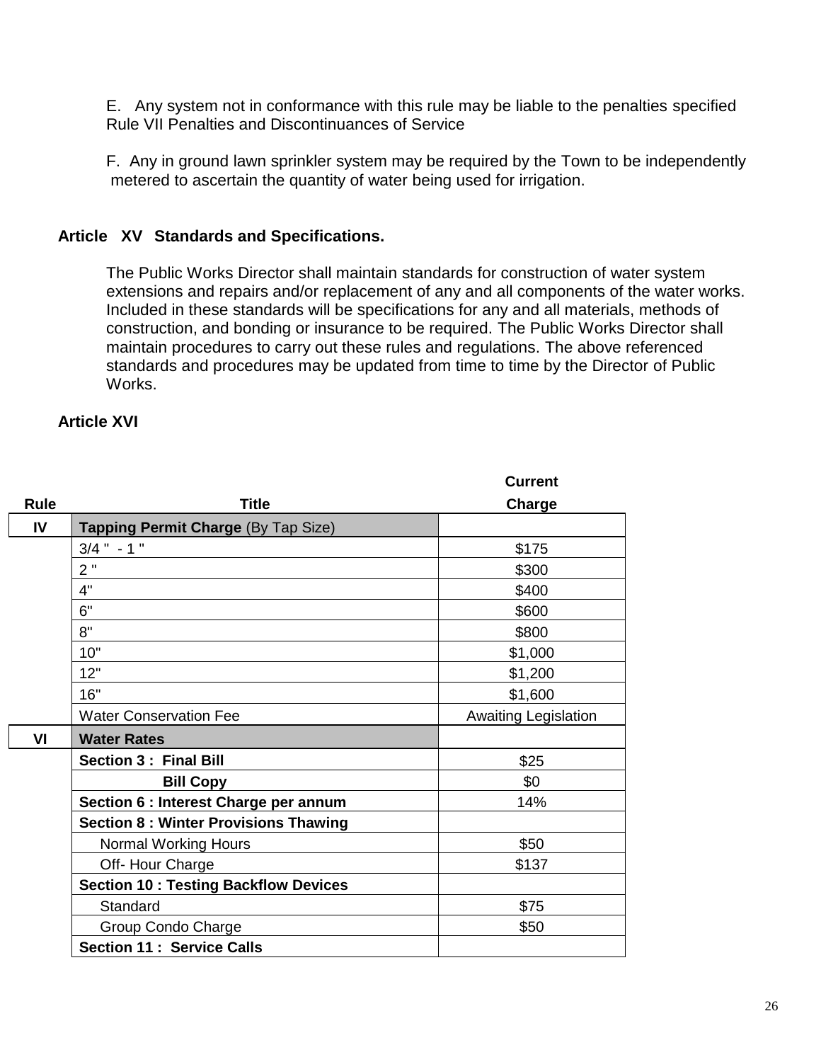E. Any system not in conformance with this rule may be liable to the penalties specified Rule VII Penalties and Discontinuances of Service

F. Any in ground lawn sprinkler system may be required by the Town to be independently metered to ascertain the quantity of water being used for irrigation.

## Article XV Standards and Specifications.

The Public Works Director shall maintain standards for construction of water system extensions and repairs and/or replacement of any and all components of the water works. Included in these standards will be specifications for any and all materials, methods of construction, and bonding or insurance to be required. The Public Works Director shall maintain procedures to carry out these rules and regulations. The above referenced standards and procedures may be updated from time to time by the Director of Public Works.

## Article XVI

| Rule | Title | Current Charge |
|---|---|---|
| **IV** | **Tapping Permit Charge** (By Tap Size) | |
| | 3/4 " - 1 " | $175 |
| | 2 " | $300 |
| | 4" | $400 |
| | 6" | $600 |
| | 8" | $800 |
| | 10" | $1,000 |
| | 12" | $1,200 |
| | 16" | $1,600 |
| | Water Conservation Fee | Awaiting Legislation |
| **VI** | **Water Rates** | |
| | **Section 3 : Final Bill** | $25 |
| | **Bill Copy** | $0 |
| | **Section 6 : Interest Charge per annum** | 14% |
| | **Section 8 : Winter Provisions Thawing** | |
| | Normal Working Hours | $50 |
| | Off- Hour Charge | $137 |
| | **Section 10 : Testing Backflow Devices** | |
| | Standard | $75 |
| | Group Condo Charge | $50 |
| | **Section 11 : Service Calls** | |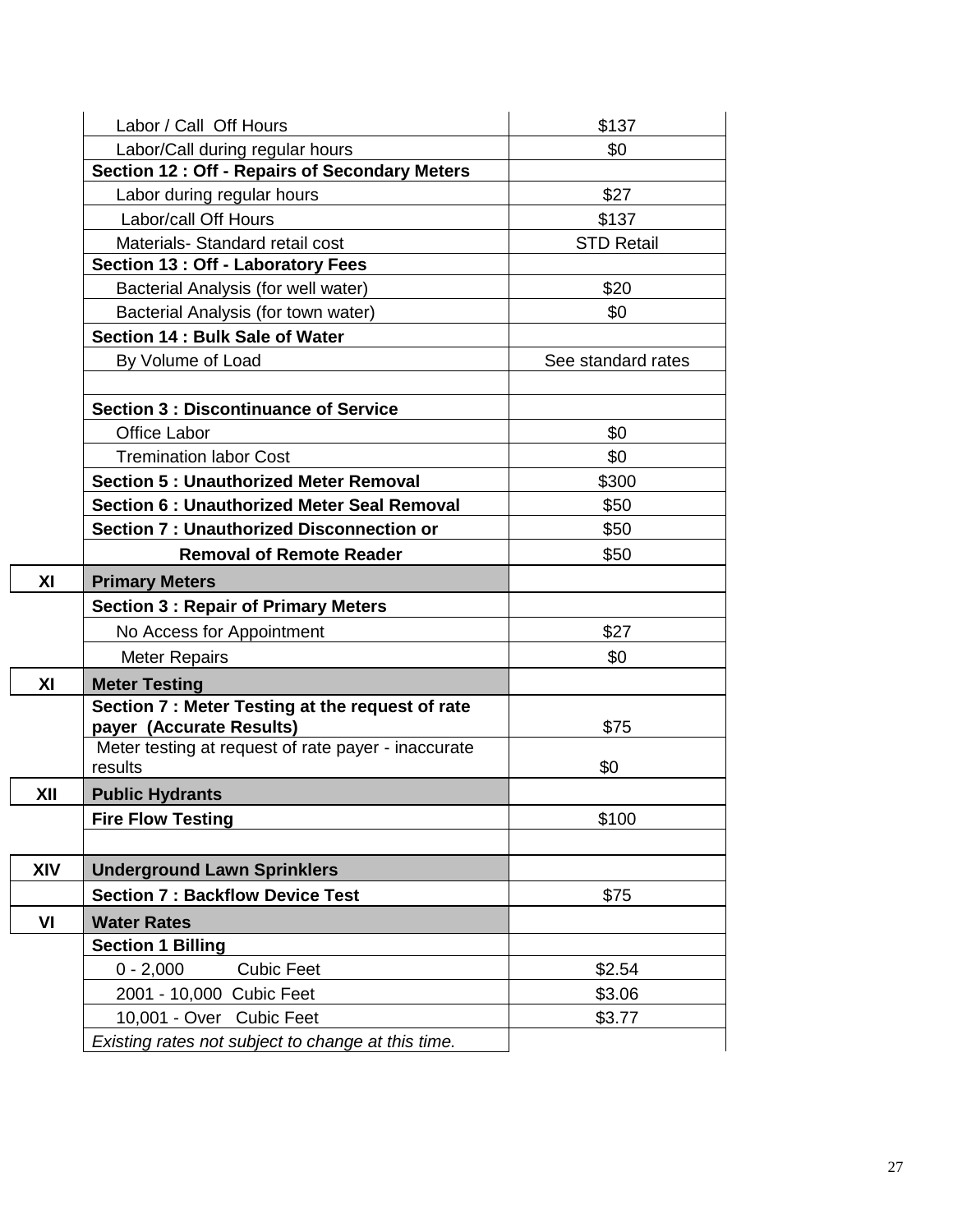| | | |
|---|---|---|
| | Labor / Call Off Hours | $137 |
| | Labor/Call during regular hours | $0 |
| | **Section 12 : Off - Repairs of Secondary Meters** | |
| | Labor during regular hours | $27 |
| | Labor/call Off Hours | $137 |
| | Materials- Standard retail cost | STD Retail |
| | **Section 13 : Off - Laboratory Fees** | |
| | Bacterial Analysis (for well water) | $20 |
| | Bacterial Analysis (for town water) | $0 |
| | **Section 14 : Bulk Sale of Water** | |
| | By Volume of Load | See standard rates |
| | | |
| | **Section 3 : Discontinuance of Service** | |
| | Office Labor | $0 |
| | Tremination labor Cost | $0 |
| | **Section 5 : Unauthorized Meter Removal** | $300 |
| | **Section 6 : Unauthorized Meter Seal Removal** | $50 |
| | **Section 7 : Unauthorized Disconnection or** | $50 |
| | **Removal of Remote Reader** | $50 |
| **XI** | **Primary Meters** | |
| | **Section 3 : Repair of Primary Meters** | |
| | No Access for Appointment | $27 |
| | Meter Repairs | $0 |
| **XI** | **Meter Testing** | |
| | **Section 7 : Meter Testing at the request of rate payer (Accurate Results)** | $75 |
| | Meter testing at request of rate payer - inaccurate results | $0 |
| **XII** | **Public Hydrants** | |
| | **Fire Flow Testing** | $100 |
| | | |
| **XIV** | **Underground Lawn Sprinklers** | |
| | **Section 7 : Backflow Device Test** | $75 |
| **VI** | **Water Rates** | |
| | **Section 1 Billing** | |
| | 0 - 2,000 Cubic Feet | $2.54 |
| | 2001 - 10,000 Cubic Feet | $3.06 |
| | 10,001 - Over Cubic Feet | $3.77 |
| | *Existing rates not subject to change at this time.* | |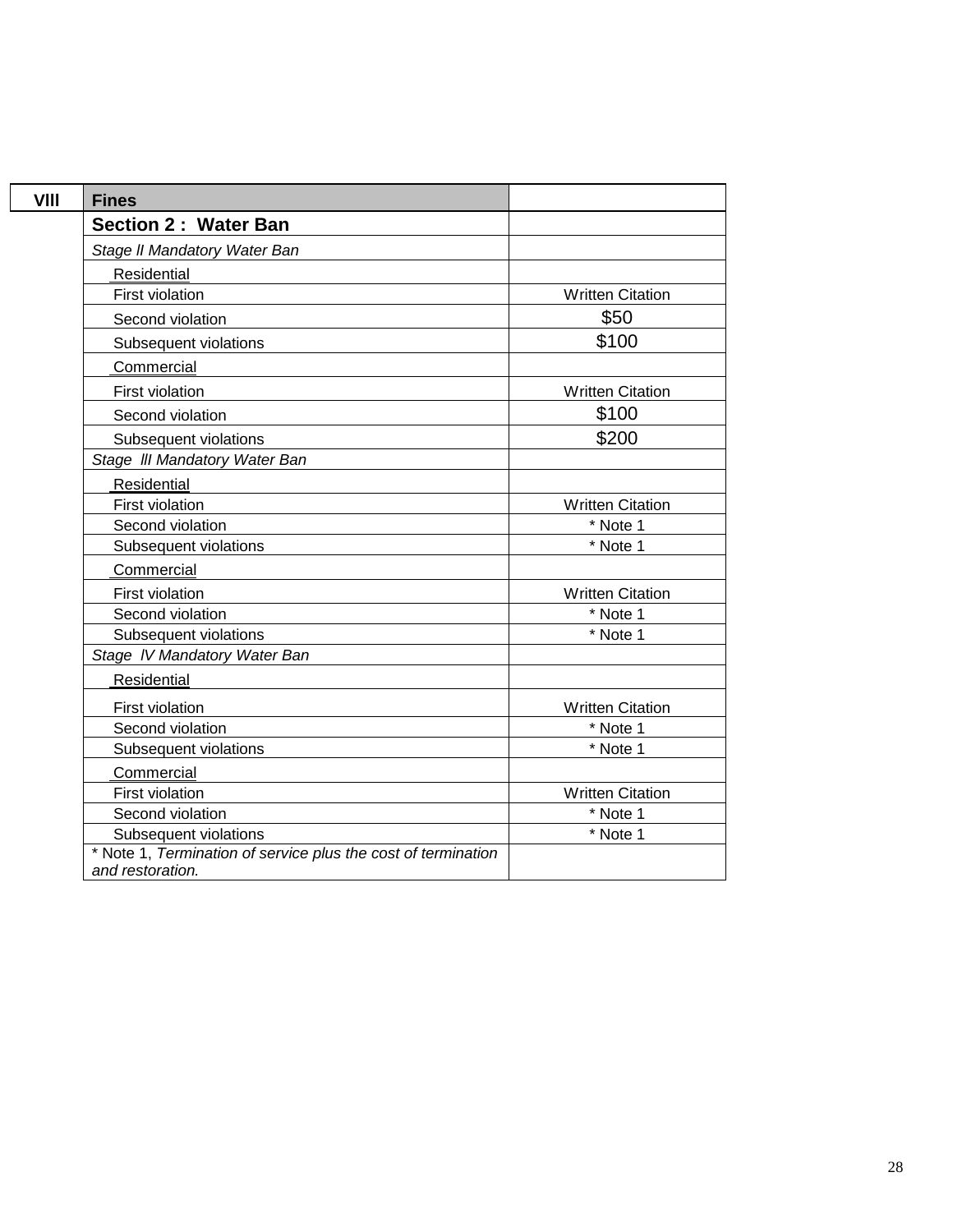| VIII | Fines | |
|---|---|---|
| | **Section 2 : Water Ban** | |
| | *Stage II Mandatory Water Ban* | |
| | Residential | |
| | First violation | Written Citation |
| | Second violation | $50 |
| | Subsequent violations | $100 |
| | Commercial | |
| | First violation | Written Citation |
| | Second violation | $100 |
| | Subsequent violations | $200 |
| | *Stage III Mandatory Water Ban* | |
| | Residential | |
| | First violation | Written Citation |
| | Second violation | * Note 1 |
| | Subsequent violations | * Note 1 |
| | Commercial | |
| | First violation | Written Citation |
| | Second violation | * Note 1 |
| | Subsequent violations | * Note 1 |
| | *Stage IV Mandatory Water Ban* | |
| | Residential | |
| | First violation | Written Citation |
| | Second violation | * Note 1 |
| | Subsequent violations | * Note 1 |
| | Commercial | |
| | First violation | Written Citation |
| | Second violation | * Note 1 |
| | Subsequent violations | * Note 1 |
| | * Note 1, *Termination of service plus the cost of termination and restoration.* | |